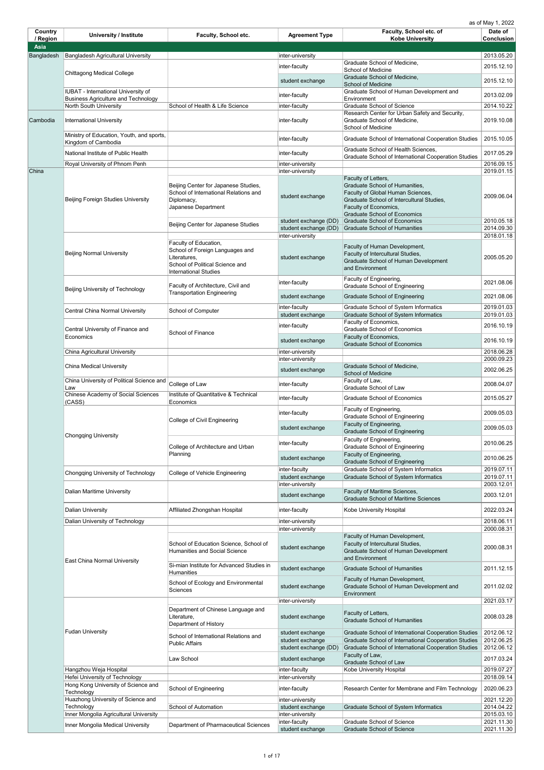as of May 1, 2022

| Country / Region | University / Institute | Faculty, School etc. | Agreement Type | Faculty, School etc. of Kobe University | Date of Conclusion |
|---|---|---|---|---|---|
| **Asia** | | | | | |
| Bangladesh | Bangladesh Agricultural University | | inter-university | | 2013.05.20 |
| | Chittagong Medical College | | inter-faculty | Graduate School of Medicine, School of Medicine | 2015.12.10 |
| | | | student exchange | Graduate School of Medicine, School of Medicine | 2015.12.10 |
| | IUBAT - International University of Business Agriculture and Technology | | inter-faculty | Graduate School of Human Development and Environment | 2013.02.09 |
| | North South University | School of Health & Life Science | inter-faculty | Graduate School of Science | 2014.10.22 |
| Cambodia | International University | | inter-faculty | Research Center for Urban Safety and Security, Graduate School of Medicine, School of Medicine | 2019.10.08 |
| | Ministry of Education, Youth, and sports, Kingdom of Cambodia | | inter-faculty | Graduate School of International Cooperation Studies | 2015.10.05 |
| | National Institute of Public Health | | inter-faculty | Graduate School of Health Sciences, Graduate School of International Cooperation Studies | 2017.05.29 |
| | Royal University of Phnom Penh | | inter-university | | 2016.09.15 |
| China | Beijing Foreign Studies University | | inter-university | | 2019.01.15 |
| | | Beijing Center for Japanese Studies, School of International Relations and Diplomacy, Japanese Department | student exchange | Faculty of Letters, Graduate School of Humanities, Faculty of Global Human Sciences, Graduate School of Intercultural Studies, Faculty of Economics, Graduate School of Economics | 2009.06.04 |
| | | Beijing Center for Japanese Studies | student exchange (DD) | Graduate School of Economics | 2010.05.18 |
| | | | student exchange (DD) | Graduate School of Humanities | 2014.09.30 |
| | Beijing Normal University | | inter-university | | 2018.01.18 |
| | | Faculty of Education, School of Foreign Languages and Literatures, School of Political Science and International Studies | student exchange | Faculty of Human Development, Faculty of Intercultural Studies, Graduate School of Human Development and Environment | 2005.05.20 |
| | Beijing University of Technology | Faculty of Architecture, Civil and Transportation Engineering | inter-faculty | Faculty of Engineering, Graduate School of Engineering | 2021.08.06 |
| | | | student exchange | Graduate School of Engineering | 2021.08.06 |
| | Central China Normal University | School of Computer | inter-faculty | Graduate School of System Informatics | 2019.01.03 |
| | | | student exchange | Graduate School of System Informatics | 2019.01.03 |
| | Central University of Finance and Economics | School of Finance | inter-faculty | Faculty of Economics, Graduate School of Economics | 2016.10.19 |
| | | | student exchange | Faculty of Economics, Graduate School of Economics | 2016.10.19 |
| | China Agricultural University | | inter-university | | 2018.06.28 |
| | China Medical University | | inter-university | | 2000.09.23 |
| | | | student exchange | Graduate School of Medicine, School of Medicine | 2002.06.25 |
| | China University of Political Science and Law | College of Law | inter-faculty | Faculty of Law, Graduate School of Law | 2008.04.07 |
| | Chinese Academy of Social Sciences (CASS) | Institute of Quantitative & Technical Economics | inter-faculty | Graduate School of Economics | 2015.05.27 |
| | Chongqing University | College of Civil Engineering | inter-faculty | Faculty of Engineering, Graduate School of Engineering | 2009.05.03 |
| | | | student exchange | Faculty of Engineering, Graduate School of Engineering | 2009.05.03 |
| | | College of Architecture and Urban Planning | inter-faculty | Faculty of Engineering, Graduate School of Engineering | 2010.06.25 |
| | | | student exchange | Faculty of Engineering, Graduate School of Engineering | 2010.06.25 |
| | Chongqing University of Technology | College of Vehicle Engineering | inter-faculty | Graduate School of System Informatics | 2019.07.11 |
| | | | student exchange | Graduate School of System Informatics | 2019.07.11 |
| | Dalian Maritime University | | inter-university | | 2003.12.01 |
| | | | student exchange | Faculty of Maritime Sciences, Graduate School of Maritime Sciences | 2003.12.01 |
| | Dalian University | Affiliated Zhongshan Hospital | inter-faculty | Kobe University Hospital | 2022.03.24 |
| | Dalian University of Technology | | inter-university | | 2018.06.11 |
| | East China Normal University | | inter-university | | 2000.08.31 |
| | | School of Education Science, School of Humanities and Social Science | student exchange | Faculty of Human Development, Faculty of Intercultural Studies, Graduate School of Human Development and Environment | 2000.08.31 |
| | | Si-mian Institute for Advanced Studies in Humanities | student exchange | Graduate School of Humanities | 2011.12.15 |
| | | School of Ecology and Environmental Sciences | student exchange | Faculty of Human Development, Graduate School of Human Development and Environment | 2011.02.02 |
| | Fudan University | | inter-university | | 2021.03.17 |
| | | Department of Chinese Language and Literature, Department of History | student exchange | Faculty of Letters, Graduate School of Humanities | 2008.03.28 |
| | | School of International Relations and Public Affairs | student exchange | Graduate School of International Cooperation Studies | 2012.06.12 |
| | | | student exchange | Graduate School of International Cooperation Studies | 2012.06.25 |
| | | | student exchange (DD) | Graduate School of International Cooperation Studies | 2012.06.12 |
| | | Law School | student exchange | Faculty of Law, Graduate School of Law | 2017.03.24 |
| | Hangzhou Weja Hospital | | inter-faculty | Kobe University Hospital | 2019.07.27 |
| | Hefei University of Technology | | inter-university | | 2018.09.14 |
| | Hong Kong University of Science and Technology | School of Engineering | inter-faculty | Research Center for Membrane and Film Technology | 2020.06.23 |
| | Huazhong University of Science and Technology | | inter-university | | 2021.12.20 |
| | | School of Automation | student exchange | Graduate School of System Informatics | 2014.04.22 |
| | Inner Mongolia Agricultural University | | inter-university | | 2015.03.10 |
| | Inner Mongolia Medical University | Department of Pharmaceutical Sciences | inter-faculty | Graduate School of Science | 2021.11.30 |
| | | | student exchange | Graduate School of Science | 2021.11.30 |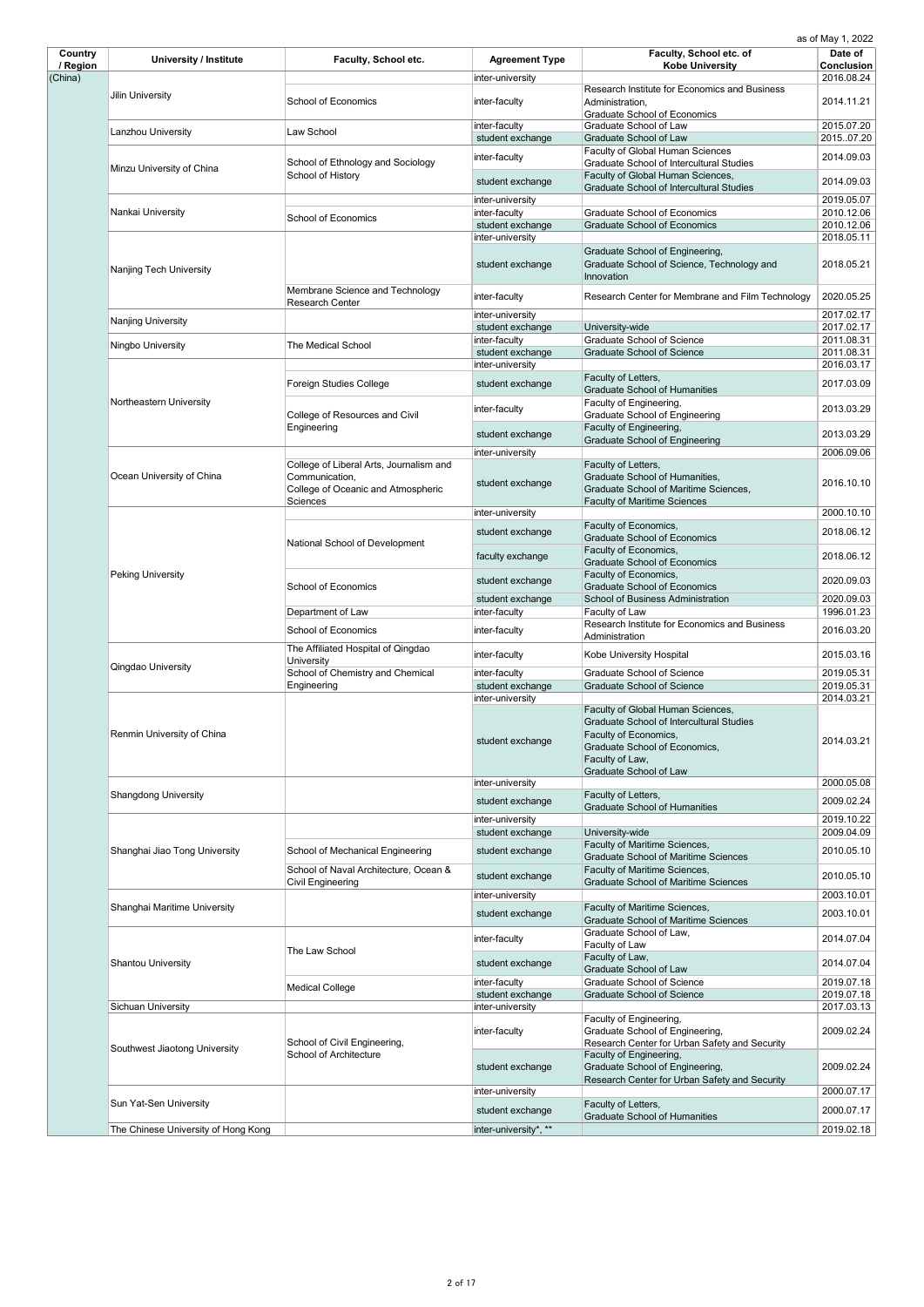as of May 1, 2022

| Country / Region | University / Institute | Faculty, School etc. | Agreement Type | Faculty, School etc. of Kobe University | Date of Conclusion |
|---|---|---|---|---|---|
| (China) | Jilin University | | inter-university | | 2016.08.24 |
| | | School of Economics | inter-faculty | Research Institute for Economics and Business Administration, Graduate School of Economics | 2014.11.21 |
| | Lanzhou University | Law School | inter-faculty | Graduate School of Law | 2015.07.20 |
| | | | student exchange | Graduate School of Law | 2015..07.20 |
| | Minzu University of China | School of Ethnology and Sociology School of History | inter-faculty | Faculty of Global Human Sciences Graduate School of Intercultural Studies | 2014.09.03 |
| | | | student exchange | Faculty of Global Human Sciences, Graduate School of Intercultural Studies | 2014.09.03 |
| | Nankai University | | inter-university | | 2019.05.07 |
| | | School of Economics | inter-faculty | Graduate School of Economics | 2010.12.06 |
| | | | student exchange | Graduate School of Economics | 2010.12.06 |
| | Nanjing Tech University | | inter-university | | 2018.05.11 |
| | | | student exchange | Graduate School of Engineering, Graduate School of Science, Technology and Innovation | 2018.05.21 |
| | | Membrane Science and Technology Research Center | inter-faculty | Research Center for Membrane and Film Technology | 2020.05.25 |
| | Nanjing University | | inter-university | | 2017.02.17 |
| | | | student exchange | University-wide | 2017.02.17 |
| | Ningbo University | The Medical School | inter-faculty | Graduate School of Science | 2011.08.31 |
| | | | student exchange | Graduate School of Science | 2011.08.31 |
| | Northeastern University | | inter-university | | 2016.03.17 |
| | | Foreign Studies College | student exchange | Faculty of Letters, Graduate School of Humanities | 2017.03.09 |
| | | College of Resources and Civil Engineering | inter-faculty | Faculty of Engineering, Graduate School of Engineering | 2013.03.29 |
| | | | student exchange | Faculty of Engineering, Graduate School of Engineering | 2013.03.29 |
| | Ocean University of China | | inter-university | | 2006.09.06 |
| | | College of Liberal Arts, Journalism and Communication, College of Oceanic and Atmospheric Sciences | student exchange | Faculty of Letters, Graduate School of Humanities, Graduate School of Maritime Sciences, Faculty of Maritime Sciences | 2016.10.10 |
| | Peking University | | inter-university | | 2000.10.10 |
| | | National School of Development | student exchange | Faculty of Economics, Graduate School of Economics | 2018.06.12 |
| | | | faculty exchange | Faculty of Economics, Graduate School of Economics | 2018.06.12 |
| | | School of Economics | student exchange | Faculty of Economics, Graduate School of Economics | 2020.09.03 |
| | | | student exchange | School of Business Administration | 2020.09.03 |
| | | Department of Law | inter-faculty | Faculty of Law | 1996.01.23 |
| | | School of Economics | inter-faculty | Research Institute for Economics and Business Administration | 2016.03.20 |
| | Qingdao University | The Affiliated Hospital of Qingdao University | inter-faculty | Kobe University Hospital | 2015.03.16 |
| | | School of Chemistry and Chemical Engineering | inter-faculty | Graduate School of Science | 2019.05.31 |
| | | | student exchange | Graduate School of Science | 2019.05.31 |
| | Renmin University of China | | inter-university | | 2014.03.21 |
| | | | student exchange | Faculty of Global Human Sciences, Graduate School of Intercultural Studies Faculty of Economics, Graduate School of Economics, Faculty of Law, Graduate School of Law | 2014.03.21 |
| | Shangdong University | | inter-university | | 2000.05.08 |
| | | | student exchange | Faculty of Letters, Graduate School of Humanities | 2009.02.24 |
| | Shanghai Jiao Tong University | | inter-university | | 2019.10.22 |
| | | | student exchange | University-wide | 2009.04.09 |
| | | School of Mechanical Engineering | student exchange | Faculty of Maritime Sciences, Graduate School of Maritime Sciences | 2010.05.10 |
| | | School of Naval Architecture, Ocean & Civil Engineering | student exchange | Faculty of Maritime Sciences, Graduate School of Maritime Sciences | 2010.05.10 |
| | Shanghai Maritime University | | inter-university | | 2003.10.01 |
| | | | student exchange | Faculty of Maritime Sciences, Graduate School of Maritime Sciences | 2003.10.01 |
| | Shantou University | The Law School | inter-faculty | Graduate School of Law, Faculty of Law | 2014.07.04 |
| | | | student exchange | Faculty of Law, Graduate School of Law | 2014.07.04 |
| | | Medical College | inter-faculty | Graduate School of Science | 2019.07.18 |
| | | | student exchange | Graduate School of Science | 2019.07.18 |
| | Sichuan University | | inter-university | | 2017.03.13 |
| | Southwest Jiaotong University | School of Civil Engineering, School of Architecture | inter-faculty | Faculty of Engineering, Graduate School of Engineering, Research Center for Urban Safety and Security | 2009.02.24 |
| | | | student exchange | Faculty of Engineering, Graduate School of Engineering, Research Center for Urban Safety and Security | 2009.02.24 |
| | Sun Yat-Sen University | | inter-university | | 2000.07.17 |
| | | | student exchange | Faculty of Letters, Graduate School of Humanities | 2000.07.17 |
| | The Chinese University of Hong Kong | | inter-university*, ** | | 2019.02.18 |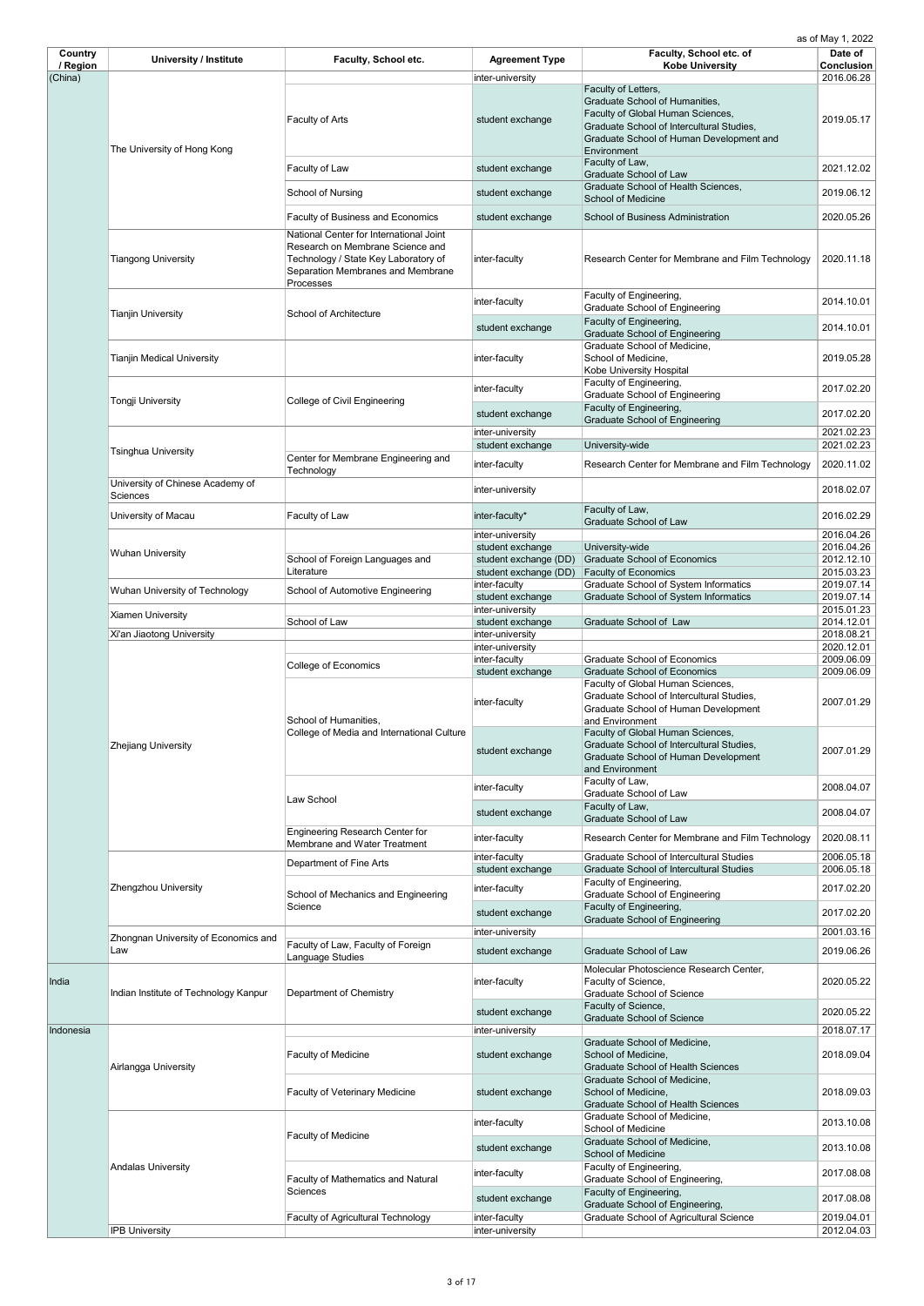as of May 1, 2022

| Country / Region | University / Institute | Faculty, School etc. | Agreement Type | Faculty, School etc. of Kobe University | Date of Conclusion |
|---|---|---|---|---|---|
| (China) | The University of Hong Kong | | inter-university | | 2016.06.28 |
| | | Faculty of Arts | student exchange | Faculty of Letters, Graduate School of Humanities, Faculty of Global Human Sciences, Graduate School of Intercultural Studies, Graduate School of Human Development and Environment | 2019.05.17 |
| | | Faculty of Law | student exchange | Faculty of Law, Graduate School of Law | 2021.12.02 |
| | | School of Nursing | student exchange | Graduate School of Health Sciences, School of Medicine | 2019.06.12 |
| | | Faculty of Business and Economics | student exchange | School of Business Administration | 2020.05.26 |
| | Tiangong University | National Center for International Joint Research on Membrane Science and Technology / State Key Laboratory of Separation Membranes and Membrane Processes | inter-faculty | Research Center for Membrane and Film Technology | 2020.11.18 |
| | Tianjin University | School of Architecture | inter-faculty | Faculty of Engineering, Graduate School of Engineering | 2014.10.01 |
| | | | student exchange | Faculty of Engineering, Graduate School of Engineering | 2014.10.01 |
| | Tianjin Medical University | | inter-faculty | Graduate School of Medicine, School of Medicine, Kobe University Hospital | 2019.05.28 |
| | Tongji University | College of Civil Engineering | inter-faculty | Faculty of Engineering, Graduate School of Engineering | 2017.02.20 |
| | | | student exchange | Faculty of Engineering, Graduate School of Engineering | 2017.02.20 |
| | Tsinghua University | | inter-university | | 2021.02.23 |
| | | | student exchange | University-wide | 2021.02.23 |
| | | Center for Membrane Engineering and Technology | inter-faculty | Research Center for Membrane and Film Technology | 2020.11.02 |
| | University of Chinese Academy of Sciences | | inter-university | | 2018.02.07 |
| | University of Macau | Faculty of Law | inter-faculty* | Faculty of Law, Graduate School of Law | 2016.02.29 |
| | Wuhan University | | inter-university | | 2016.04.26 |
| | | | student exchange | University-wide | 2016.04.26 |
| | | School of Foreign Languages and Literature | student exchange (DD) | Graduate School of Economics | 2012.12.10 |
| | | | student exchange (DD) | Faculty of Economics | 2015.03.23 |
| | Wuhan University of Technology | School of Automotive Engineering | inter-faculty | Graduate School of System Informatics | 2019.07.14 |
| | | | student exchange | Graduate School of System Informatics | 2019.07.14 |
| | Xiamen University | | inter-university | | 2015.01.23 |
| | | School of Law | student exchange | Graduate School of Law | 2014.12.01 |
| | Xi'an Jiaotong University | | inter-university | | 2018.08.21 |
| | Zhejiang University | | inter-university | | 2020.12.01 |
| | | College of Economics | inter-faculty | Graduate School of Economics | 2009.06.09 |
| | | | student exchange | Graduate School of Economics | 2009.06.09 |
| | | School of Humanities, College of Media and International Culture | inter-faculty | Faculty of Global Human Sciences, Graduate School of Intercultural Studies, Graduate School of Human Development and Environment | 2007.01.29 |
| | | | student exchange | Faculty of Global Human Sciences, Graduate School of Intercultural Studies, Graduate School of Human Development and Environment | 2007.01.29 |
| | | Law School | inter-faculty | Faculty of Law, Graduate School of Law | 2008.04.07 |
| | | | student exchange | Faculty of Law, Graduate School of Law | 2008.04.07 |
| | | Engineering Research Center for Membrane and Water Treatment | inter-faculty | Research Center for Membrane and Film Technology | 2020.08.11 |
| | Zhengzhou University | Department of Fine Arts | inter-faculty | Graduate School of Intercultural Studies | 2006.05.18 |
| | | | student exchange | Graduate School of Intercultural Studies | 2006.05.18 |
| | | School of Mechanics and Engineering Science | inter-faculty | Faculty of Engineering, Graduate School of Engineering | 2017.02.20 |
| | | | student exchange | Faculty of Engineering, Graduate School of Engineering | 2017.02.20 |
| | Zhongnan University of Economics and Law | | inter-university | | 2001.03.16 |
| | | Faculty of Law, Faculty of Foreign Language Studies | student exchange | Graduate School of Law | 2019.06.26 |
| India | Indian Institute of Technology Kanpur | Department of Chemistry | inter-faculty | Molecular Photoscience Research Center, Faculty of Science, Graduate School of Science | 2020.05.22 |
| | | | student exchange | Faculty of Science, Graduate School of Science | 2020.05.22 |
| Indonesia | Airlangga University | | inter-university | | 2018.07.17 |
| | | Faculty of Medicine | student exchange | Graduate School of Medicine, School of Medicine, Graduate School of Health Sciences | 2018.09.04 |
| | | Faculty of Veterinary Medicine | student exchange | Graduate School of Medicine, School of Medicine, Graduate School of Health Sciences | 2018.09.03 |
| | Andalas University | Faculty of Medicine | inter-faculty | Graduate School of Medicine, School of Medicine | 2013.10.08 |
| | | | student exchange | Graduate School of Medicine, School of Medicine | 2013.10.08 |
| | | Faculty of Mathematics and Natural Sciences | inter-faculty | Faculty of Engineering, Graduate School of Engineering, | 2017.08.08 |
| | | | student exchange | Faculty of Engineering, Graduate School of Engineering, | 2017.08.08 |
| | | Faculty of Agricultural Technology | inter-faculty | Graduate School of Agricultural Science | 2019.04.01 |
| | IPB University | | inter-university | | 2012.04.03 |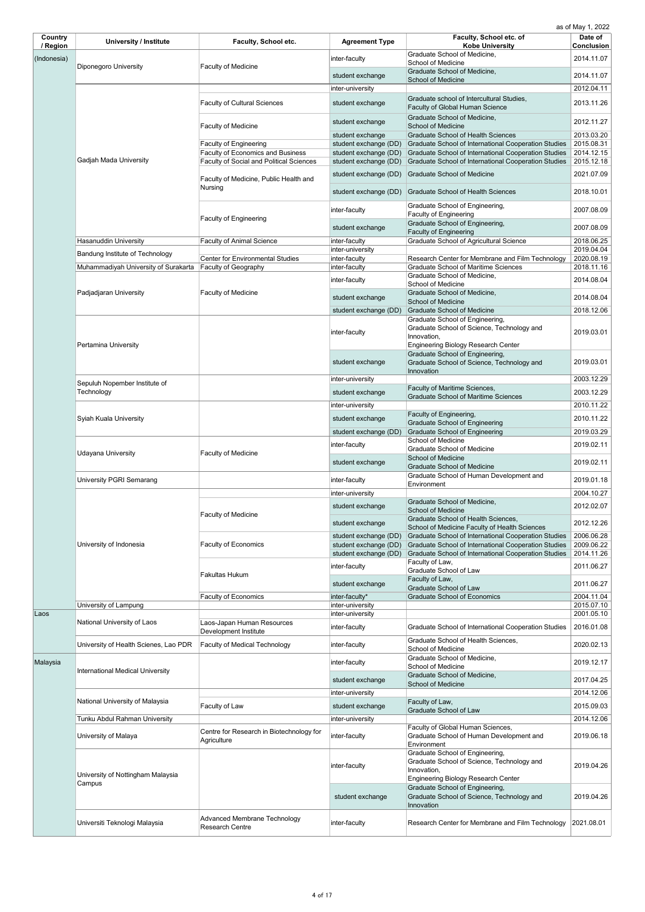as of May 1, 2022

| Country / Region | University / Institute | Faculty, School etc. | Agreement Type | Faculty, School etc. of Kobe University | Date of Conclusion |
|---|---|---|---|---|---|
| (Indonesia) | Diponegoro University | Faculty of Medicine | inter-faculty | Graduate School of Medicine, School of Medicine | 2014.11.07 |
| | | | student exchange | Graduate School of Medicine, School of Medicine | 2014.11.07 |
| | Gadjah Mada University | | inter-university | | 2012.04.11 |
| | | Faculty of Cultural Sciences | student exchange | Graduate school of Intercultural Studies, Faculty of Global Human Science | 2013.11.26 |
| | | Faculty of Medicine | student exchange | Graduate School of Medicine, School of Medicine | 2012.11.27 |
| | | | student exchange | Graduate School of Health Sciences | 2013.03.20 |
| | | Faculty of Engineering | student exchange (DD) | Graduate School of International Cooperation Studies | 2015.08.31 |
| | | Faculty of Economics and Business | student exchange (DD) | Graduate School of International Cooperation Studies | 2014.12.15 |
| | | Faculty of Social and Political Sciences | student exchange (DD) | Graduate School of International Cooperation Studies | 2015.12.18 |
| | | Faculty of Medicine, Public Health and Nursing | student exchange (DD) | Graduate School of Medicine | 2021.07.09 |
| | | | student exchange (DD) | Graduate School of Health Sciences | 2018.10.01 |
| | | Faculty of Engineering | inter-faculty | Graduate School of Engineering, Faculty of Engineering | 2007.08.09 |
| | | | student exchange | Graduate School of Engineering, Faculty of Engineering | 2007.08.09 |
| | Hasanuddin University | Faculty of Animal Science | inter-faculty | Graduate School of Agricultural Science | 2018.06.25 |
| | Bandung Institute of Technology | | inter-university | | 2019.04.04 |
| | | Center for Environmental Studies | inter-faculty | Research Center for Membrane and Film Technology | 2020.08.19 |
| | Muhammadiyah University of Surakarta | Faculty of Geography | inter-faculty | Graduate School of Maritime Sciences | 2018.11.16 |
| | Padjadjaran University | Faculty of Medicine | inter-faculty | Graduate School of Medicine, School of Medicine | 2014.08.04 |
| | | | student exchange | Graduate School of Medicine, School of Medicine | 2014.08.04 |
| | | | student exchange (DD) | Graduate School of Medicine | 2018.12.06 |
| | Pertamina University | | inter-faculty | Graduate School of Engineering, Graduate School of Science, Technology and Innovation, Engineering Biology Research Center | 2019.03.01 |
| | | | student exchange | Graduate School of Engineering, Graduate School of Science, Technology and Innovation | 2019.03.01 |
| | Sepuluh Nopember Institute of Technology | | inter-university | | 2003.12.29 |
| | | | student exchange | Faculty of Maritime Sciences, Graduate School of Maritime Sciences | 2003.12.29 |
| | Syiah Kuala University | | inter-university | | 2010.11.22 |
| | | | student exchange | Faculty of Engineering, Graduate School of Engineering | 2010.11.22 |
| | | | student exchange (DD) | Graduate School of Engineering | 2019.03.29 |
| | Udayana University | Faculty of Medicine | inter-faculty | School of Medicine Graduate School of Medicine | 2019.02.11 |
| | | | student exchange | School of Medicine Graduate School of Medicine | 2019.02.11 |
| | University PGRI Semarang | | inter-faculty | Graduate School of Human Development and Environment | 2019.01.18 |
| | University of Indonesia | | inter-university | | 2004.10.27 |
| | | Faculty of Medicine | student exchange | Graduate School of Medicine, School of Medicine | 2012.02.07 |
| | | | student exchange | Graduate School of Health Sciences, School of Medicine Faculty of Health Sciences | 2012.12.26 |
| | | Faculty of Economics | student exchange (DD) | Graduate School of International Cooperation Studies | 2006.06.28 |
| | | | student exchange (DD) | Graduate School of International Cooperation Studies | 2009.06.22 |
| | | | student exchange (DD) | Graduate School of International Cooperation Studies | 2014.11.26 |
| | | Fakultas Hukum | inter-faculty | Faculty of Law, Graduate School of Law | 2011.06.27 |
| | | | student exchange | Faculty of Law, Graduate School of Law | 2011.06.27 |
| | | Faculty of Economics | inter-faculty* | Graduate School of Economics | 2004.11.04 |
| | University of Lampung | | inter-university | | 2015.07.10 |
| Laos | National University of Laos | | inter-university | | 2001.05.10 |
| | | Laos-Japan Human Resources Development Institute | inter-faculty | Graduate School of International Cooperation Studies | 2016.01.08 |
| | University of Health Scienes, Lao PDR | Faculty of Medical Technology | inter-faculty | Graduate School of Health Sciences, School of Medicine | 2020.02.13 |
| Malaysia | International Medical University | | inter-faculty | Graduate School of Medicine, School of Medicine | 2019.12.17 |
| | | | student exchange | Graduate School of Medicine, School of Medicine | 2017.04.25 |
| | National University of Malaysia | | inter-university | | 2014.12.06 |
| | | Faculty of Law | student exchange | Faculty of Law, Graduate School of Law | 2015.09.03 |
| | Tunku Abdul Rahman University | | inter-university | | 2014.12.06 |
| | University of Malaya | Centre for Research in Biotechnology for Agriculture | inter-faculty | Faculty of Global Human Sciences, Graduate School of Human Development and Environment | 2019.06.18 |
| | University of Nottingham Malaysia Campus | | inter-faculty | Graduate School of Engineering, Graduate School of Science, Technology and Innovation, Engineering Biology Research Center | 2019.04.26 |
| | | | student exchange | Graduate School of Engineering, Graduate School of Science, Technology and Innovation | 2019.04.26 |
| | Universiti Teknologi Malaysia | Advanced Membrane Technology Research Centre | inter-faculty | Research Center for Membrane and Film Technology | 2021.08.01 |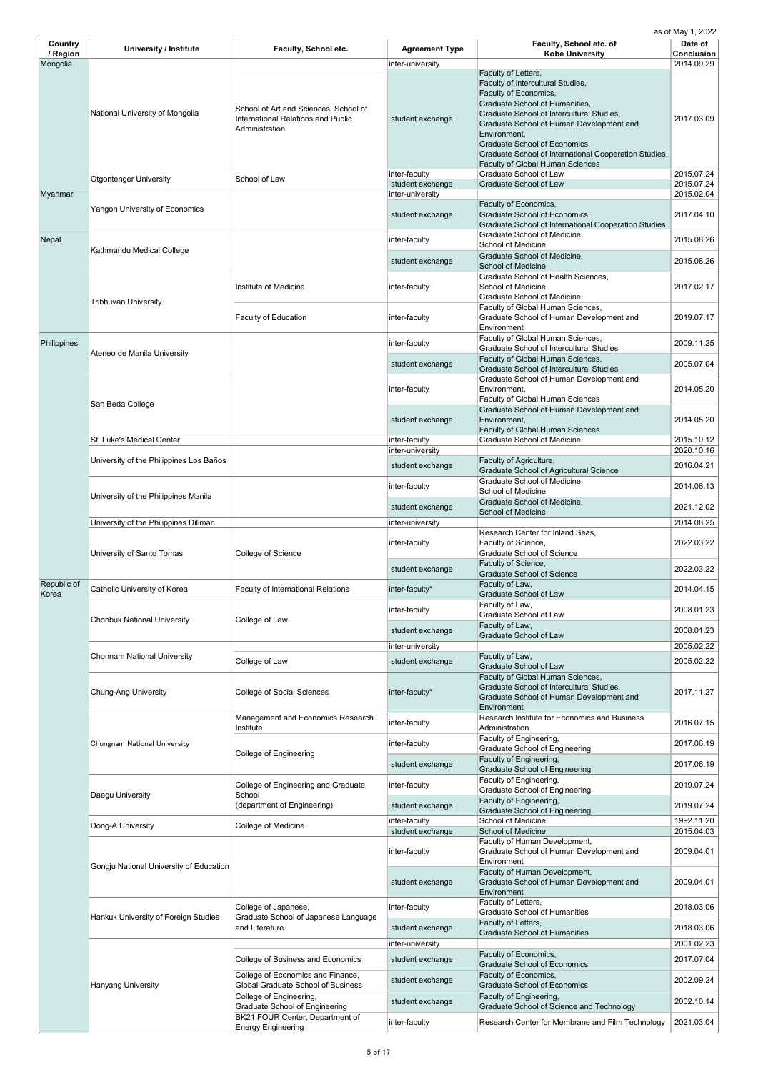as of May 1, 2022

| Country / Region | University / Institute | Faculty, School etc. | Agreement Type | Faculty, School etc. of Kobe University | Date of Conclusion |
|---|---|---|---|---|---|
| Mongolia | National University of Mongolia | | inter-university | | 2014.09.29 |
| | | School of Art and Sciences, School of International Relations and Public Administration | student exchange | Faculty of Letters, Faculty of Intercultural Studies, Faculty of Economics, Graduate School of Humanities, Graduate School of Intercultural Studies, Graduate School of Human Development and Environment, Graduate School of Economics, Graduate School of International Cooperation Studies, Faculty of Global Human Sciences | 2017.03.09 |
| | Otgontenger University | School of Law | inter-faculty | Graduate School of Law | 2015.07.24 |
| | | | student exchange | Graduate School of Law | 2015.07.24 |
| Myanmar | Yangon University of Economics | | inter-university | | 2015.02.04 |
| | | | student exchange | Faculty of Economics, Graduate School of Economics, Graduate School of International Cooperation Studies | 2017.04.10 |
| Nepal | Kathmandu Medical College | | inter-faculty | Graduate School of Medicine, School of Medicine | 2015.08.26 |
| | | | student exchange | Graduate School of Medicine, School of Medicine | 2015.08.26 |
| | Tribhuvan University | Institute of Medicine | inter-faculty | Graduate School of Health Sciences, School of Medicine, Graduate School of Medicine | 2017.02.17 |
| | | Faculty of Education | inter-faculty | Faculty of Global Human Sciences, Graduate School of Human Development and Environment | 2019.07.17 |
| Philippines | Ateneo de Manila University | | inter-faculty | Faculty of Global Human Sciences, Graduate School of Intercultural Studies | 2009.11.25 |
| | | | student exchange | Faculty of Global Human Sciences, Graduate School of Intercultural Studies | 2005.07.04 |
| | San Beda College | | inter-faculty | Graduate School of Human Development and Environment, Faculty of Global Human Sciences | 2014.05.20 |
| | | | student exchange | Graduate School of Human Development and Environment, Faculty of Global Human Sciences | 2014.05.20 |
| | St. Luke's Medical Center | | inter-faculty | Graduate School of Medicine | 2015.10.12 |
| | University of the Philippines Los Baños | | inter-university | | 2020.10.16 |
| | | | student exchange | Faculty of Agriculture, Graduate School of Agricultural Science | 2016.04.21 |
| | University of the Philippines Manila | | inter-faculty | Graduate School of Medicine, School of Medicine | 2014.06.13 |
| | | | student exchange | Graduate School of Medicine, School of Medicine | 2021.12.02 |
| | University of the Philippines Diliman | | inter-university | | 2014.08.25 |
| | University of Santo Tomas | College of Science | inter-faculty | Research Center for Inland Seas, Faculty of Science, Graduate School of Science | 2022.03.22 |
| | | | student exchange | Faculty of Science, Graduate School of Science | 2022.03.22 |
| Republic of Korea | Catholic University of Korea | Faculty of International Relations | inter-faculty* | Faculty of Law, Graduate School of Law | 2014.04.15 |
| | Chonbuk National University | College of Law | inter-faculty | Faculty of Law, Graduate School of Law | 2008.01.23 |
| | | | student exchange | Faculty of Law, Graduate School of Law | 2008.01.23 |
| | Chonnam National University | | inter-university | | 2005.02.22 |
| | | College of Law | student exchange | Faculty of Law, Graduate School of Law | 2005.02.22 |
| | Chung-Ang University | College of Social Sciences | inter-faculty* | Faculty of Global Human Sciences, Graduate School of Intercultural Studies, Graduate School of Human Development and Environment | 2017.11.27 |
| | Chungnam National University | Management and Economics Research Institute | inter-faculty | Research Institute for Economics and Business Administration | 2016.07.15 |
| | | College of Engineering | inter-faculty | Faculty of Engineering, Graduate School of Engineering | 2017.06.19 |
| | | | student exchange | Faculty of Engineering, Graduate School of Engineering | 2017.06.19 |
| | Daegu University | College of Engineering and Graduate School (department of Engineering) | inter-faculty | Faculty of Engineering, Graduate School of Engineering | 2019.07.24 |
| | | | student exchange | Faculty of Engineering, Graduate School of Engineering | 2019.07.24 |
| | Dong-A University | College of Medicine | inter-faculty | School of Medicine | 1992.11.20 |
| | | | student exchange | School of Medicine | 2015.04.03 |
| | Gongju National University of Education | | inter-faculty | Faculty of Human Development, Graduate School of Human Development and Environment | 2009.04.01 |
| | | | student exchange | Faculty of Human Development, Graduate School of Human Development and Environment | 2009.04.01 |
| | Hankuk University of Foreign Studies | College of Japanese, Graduate School of Japanese Language and Literature | inter-faculty | Faculty of Letters, Graduate School of Humanities | 2018.03.06 |
| | | | student exchange | Faculty of Letters, Graduate School of Humanities | 2018.03.06 |
| | Hanyang University | | inter-university | | 2001.02.23 |
| | | College of Business and Economics | student exchange | Faculty of Economics, Graduate School of Economics | 2017.07.04 |
| | | College of Economics and Finance, Global Graduate School of Business | student exchange | Faculty of Economics, Graduate School of Economics | 2002.09.24 |
| | | College of Engineering, Graduate School of Engineering | student exchange | Faculty of Engineering, Graduate School of Science and Technology | 2002.10.14 |
| | | BK21 FOUR Center, Department of Energy Engineering | inter-faculty | Research Center for Membrane and Film Technology | 2021.03.04 |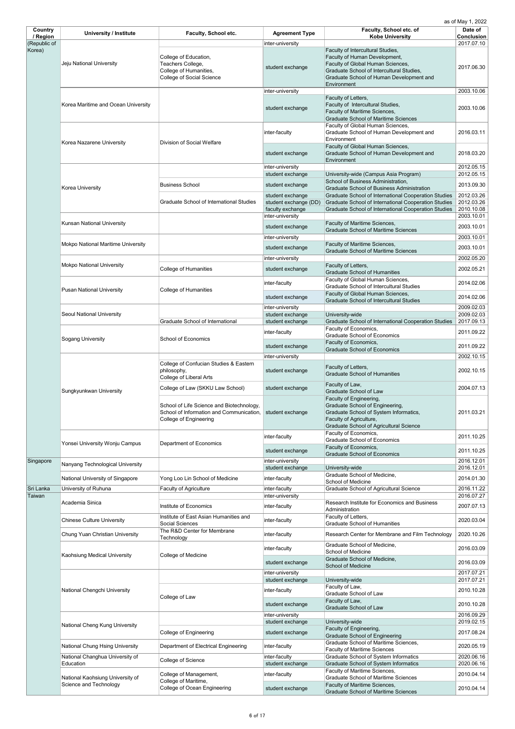as of May 1, 2022

| Country / Region | University / Institute | Faculty, School etc. | Agreement Type | Faculty, School etc. of Kobe University | Date of Conclusion |
|---|---|---|---|---|---|
| (Republic of Korea) | Jeju National University | | inter-university | | 2017.07.10 |
| | | College of Education, Teachers College, College of Humanities, College of Social Science | student exchange | Faculty of Intercultural Studies, Faculty of Human Development, Faculty of Global Human Sciences, Graduate School of Intercultural Studies, Graduate School of Human Development and Environment | 2017.06.30 |
| | Korea Maritime and Ocean University | | inter-university | | 2003.10.06 |
| | | | student exchange | Faculty of Letters, Faculty of Intercultural Studies, Faculty of Maritime Sciences, Graduate School of Maritime Sciences | 2003.10.06 |
| | Korea Nazarene University | Division of Social Welfare | inter-faculty | Faculty of Global Human Sciences, Graduate School of Human Development and Environment | 2016.03.11 |
| | | | student exchange | Faculty of Global Human Sciences, Graduate School of Human Development and Environment | 2018.03.20 |
| | Korea University | | inter-university | | 2012.05.15 |
| | | | student exchange | University-wide (Campus Asia Program) | 2012.05.15 |
| | | Business School | student exchange | School of Business Administration, Graduate School of Business Administration | 2013.09.30 |
| | | Graduate School of International Studies | student exchange | Graduate School of International Cooperation Studies | 2012.03.26 |
| | | | student exchange (DD) | Graduate School of International Cooperation Studies | 2012.03.26 |
| | | | faculty exchange | Graduate School of International Cooperation Studies | 2010.10.08 |
| | Kunsan National University | | inter-university | | 2003.10.01 |
| | | | student exchange | Faculty of Maritime Sciences, Graduate School of Maritime Sciences | 2003.10.01 |
| | Mokpo National Maritime University | | inter-university | | 2003.10.01 |
| | | | student exchange | Faculty of Maritime Sciences, Graduate School of Maritime Sciences | 2003.10.01 |
| | Mokpo National University | | inter-university | | 2002.05.20 |
| | | College of Humanities | student exchange | Faculty of Letters, Graduate School of Humanities | 2002.05.21 |
| | Pusan National University | College of Humanities | inter-faculty | Faculty of Global Human Sciences, Graduate School of Intercultural Studies | 2014.02.06 |
| | | | student exchange | Faculty of Global Human Sciences, Graduate School of Intercultural Studies | 2014.02.06 |
| | Seoul National University | | inter-university | | 2009.02.03 |
| | | | student exchange | University-wide | 2009.02.03 |
| | | Graduate School of International | student exchange | Graduate School of International Cooperation Studies | 2017.09.13 |
| | Sogang University | School of Economics | inter-faculty | Faculty of Economics, Graduate School of Economics | 2011.09.22 |
| | | | student exchange | Faculty of Economics, Graduate School of Economics | 2011.09.22 |
| | Sungkyunkwan University | | inter-university | | 2002.10.15 |
| | | College of Confucian Studies & Eastern philosophy, College of Liberal Arts | student exchange | Faculty of Letters, Graduate School of Humanities | 2002.10.15 |
| | | College of Law (SKKU Law School) | student exchange | Faculty of Law, Graduate School of Law | 2004.07.13 |
| | | School of Life Science and Biotechnology, School of Information and Communication, College of Engineering | student exchange | Faculty of Engineering, Graduate School of Engineering, Graduate School of System Informatics, Faculty of Agriculture, Graduate School of Agricultural Science | 2011.03.21 |
| | Yonsei University Wonju Campus | Department of Economics | inter-faculty | Faculty of Economics, Graduate School of Economics | 2011.10.25 |
| | | | student exchange | Faculty of Economics, Graduate School of Economics | 2011.10.25 |
| Singapore | Nanyang Technological University | | inter-university | | 2016.12.01 |
| | | | student exchange | University-wide | 2016.12.01 |
| | National University of Singapore | Yong Loo Lin School of Medicine | inter-faculty | Graduate School of Medicine, School of Medicine | 2014.01.30 |
| Sri Lanka | University of Ruhuna | Faculty of Agriculture | inter-faculty | Graduate School of Agricultural Science | 2016.11.22 |
| Taiwan | Academia Sinica | | inter-university | | 2016.07.27 |
| | | Institute of Economics | inter-faculty | Research Institute for Economics and Business Administration | 2007.07.13 |
| | Chinese Culture University | Institute of East Asian Humanities and Social Sciences | inter-faculty | Faculty of Letters, Graduate School of Humanities | 2020.03.04 |
| | Chung Yuan Christian University | The R&D Center for Membrane Technology | inter-faculty | Research Center for Membrane and Film Technology | 2020.10.26 |
| | Kaohsiung Medical University | College of Medicine | inter-faculty | Graduate School of Medicine, School of Medicine | 2016.03.09 |
| | | | student exchange | Graduate School of Medicine, School of Medicine | 2016.03.09 |
| | National Chengchi University | | inter-university | | 2017.07.21 |
| | | | student exchange | University-wide | 2017.07.21 |
| | | College of Law | inter-faculty | Faculty of Law, Graduate School of Law | 2010.10.28 |
| | | | student exchange | Faculty of Law, Graduate School of Law | 2010.10.28 |
| | National Cheng Kung University | | inter-university | | 2016.09.29 |
| | | | student exchange | University-wide | 2019.02.15 |
| | | College of Engineering | student exchange | Faculty of Engineering, Graduate School of Engineering | 2017.08.24 |
| | National Chung Hsing University | Department of Electrical Engineering | inter-faculty | Graduate School of Maritime Sciences, Faculty of Maritime Sciences | 2020.05.19 |
| | National Changhua University of Education | College of Science | inter-faculty | Graduate School of System Informatics | 2020.06.16 |
| | | | student exchange | Graduate School of System Informatics | 2020.06.16 |
| | National Kaohsiung University of Science and Technology | College of Management, College of Maritime, College of Ocean Engineering | inter-faculty | Faculty of Maritime Sciences, Graduate School of Maritime Sciences | 2010.04.14 |
| | | | student exchange | Faculty of Maritime Sciences, Graduate School of Maritime Sciences | 2010.04.14 |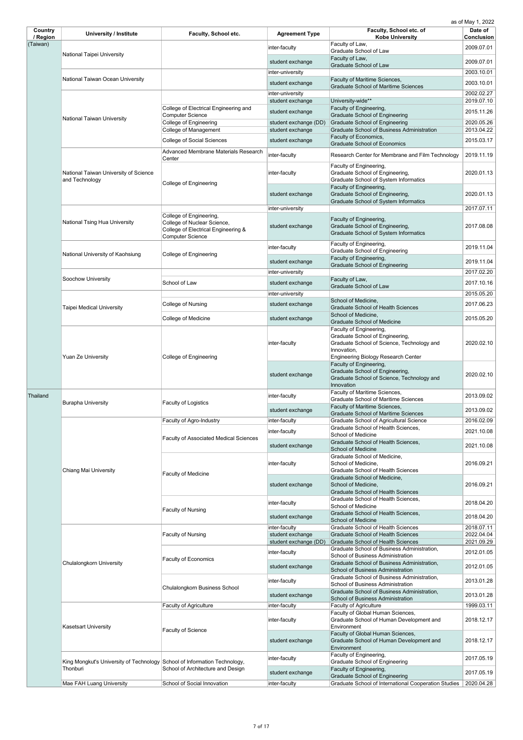as of May 1, 2022

| Country / Region | University / Institute | Faculty, School etc. | Agreement Type | Faculty, School etc. of Kobe University | Date of Conclusion |
|---|---|---|---|---|---|
| (Taiwan) | National Taipei University | | inter-faculty | Faculty of Law, Graduate School of Law | 2009.07.01 |
| | | | student exchange | Faculty of Law, Graduate School of Law | 2009.07.01 |
| | National Taiwan Ocean University | | inter-university | | 2003.10.01 |
| | | | student exchange | Faculty of Maritime Sciences, Graduate School of Maritime Sciences | 2003.10.01 |
| | National Taiwan University | | inter-university | | 2002.02.27 |
| | | | student exchange | University-wide** | 2019.07.10 |
| | | College of Electrical Engineering and Computer Science | student exchange | Faculty of Engineering, Graduate School of Engineering | 2015.11.26 |
| | | College of Engineering | student exchange (DD) | Graduate School of Engineering | 2020.05.26 |
| | | College of Management | student exchange | Graduate School of Business Administration | 2013.04.22 |
| | | College of Social Sciences | student exchange | Faculty of Economics, Graduate School of Economics | 2015.03.17 |
| | National Taiwan University of Science and Technology | Advanced Membrane Materials Research Center | inter-faculty | Research Center for Membrane and Film Technology | 2019.11.19 |
| | | College of Engineering | inter-faculty | Faculty of Engineering, Graduate School of Engineering, Graduate School of System Informatics | 2020.01.13 |
| | | | student exchange | Faculty of Engineering, Graduate School of Engineering, Graduate School of System Informatics | 2020.01.13 |
| | National Tsing Hua University | | inter-university | | 2017.07.11 |
| | | College of Engineering, College of Nuclear Science, College of Electrical Engineering & Computer Science | student exchange | Faculty of Engineering, Graduate School of Engineering, Graduate School of System Informatics | 2017.08.08 |
| | National University of Kaohsiung | College of Engineering | inter-faculty | Faculty of Engineering, Graduate School of Engineering | 2019.11.04 |
| | | | student exchange | Faculty of Engineering, Graduate School of Engineering | 2019.11.04 |
| | Soochow University | | inter-university | | 2017.02.20 |
| | | School of Law | student exchange | Faculty of Law, Graduate School of Law | 2017.10.16 |
| | Taipei Medical University | | inter-university | | 2015.05.20 |
| | | College of Nursing | student exchange | School of Medicine, Graduate School of Health Sciences | 2017.06.23 |
| | | College of Medicine | student exchange | School of Medicine, Graduate School of Medicine | 2015.05.20 |
| | Yuan Ze University | College of Engineering | inter-faculty | Faculty of Engineering, Graduate School of Engineering, Graduate School of Science, Technology and Innovation, Engineering Biology Research Center | 2020.02.10 |
| | | | student exchange | Faculty of Engineering, Graduate School of Engineering, Graduate School of Science, Technology and Innovation | 2020.02.10 |
| Thailand | Burapha University | Faculty of Logistics | inter-faculty | Faculty of Maritime Sciences, Graduate School of Maritime Sciences | 2013.09.02 |
| | | | student exchange | Faculty of Maritime Sciences, Graduate School of Maritime Sciences | 2013.09.02 |
| | Chiang Mai University | Faculty of Agro-Industry | inter-faculty | Graduate School of Agricultural Science | 2016.02.09 |
| | | Faculty of Associated Medical Sciences | inter-faculty | Graduate School of Health Sciences, School of Medicine | 2021.10.08 |
| | | | student exchange | Graduate School of Health Sciences, School of Medicine | 2021.10.08 |
| | | Faculty of Medicine | inter-faculty | Graduate School of Medicine, School of Medicine, Graduate School of Health Sciences | 2016.09.21 |
| | | | student exchange | Graduate School of Medicine, School of Medicine, Graduate School of Health Sciences | 2016.09.21 |
| | | Faculty of Nursing | inter-faculty | Graduate School of Health Sciences, School of Medicine | 2018.04.20 |
| | | | student exchange | Graduate School of Health Sciences, School of Medicine | 2018.04.20 |
| | Chulalongkorn University | Faculty of Nursing | inter-faculty | Graduate School of Health Sciences | 2018.07.11 |
| | | | student exchange | Graduate School of Health Sciences | 2022.04.04 |
| | | | student exchange (DD) | Graduate School of Health Sciences | 2021.09.29 |
| | | Faculty of Economics | inter-faculty | Graduate School of Business Administration, School of Business Administration | 2012.01.05 |
| | | | student exchange | Graduate School of Business Administration, School of Business Administration | 2012.01.05 |
| | | Chulalongkorn Business School | inter-faculty | Graduate School of Business Administration, School of Business Administration | 2013.01.28 |
| | | | student exchange | Graduate School of Business Administration, School of Business Administration | 2013.01.28 |
| | Kasetsart University | Faculty of Agriculture | inter-faculty | Faculty of Agriculture | 1999.03.11 |
| | | Faculty of Science | inter-faculty | Faculty of Global Human Sciences, Graduate School of Human Development and Environment | 2018.12.17 |
| | | | student exchange | Faculty of Global Human Sciences, Graduate School of Human Development and Environment | 2018.12.17 |
| | King Mongkut's University of Technology Thonburi | School of Information Technology, School of Architecture and Design | inter-faculty | Faculty of Engineering, Graduate School of Engineering | 2017.05.19 |
| | | | student exchange | Faculty of Engineering, Graduate School of Engineering | 2017.05.19 |
| | Mae FAH Luang University | School of Social Innovation | inter-faculty | Graduate School of International Cooperation Studies | 2020.04.28 |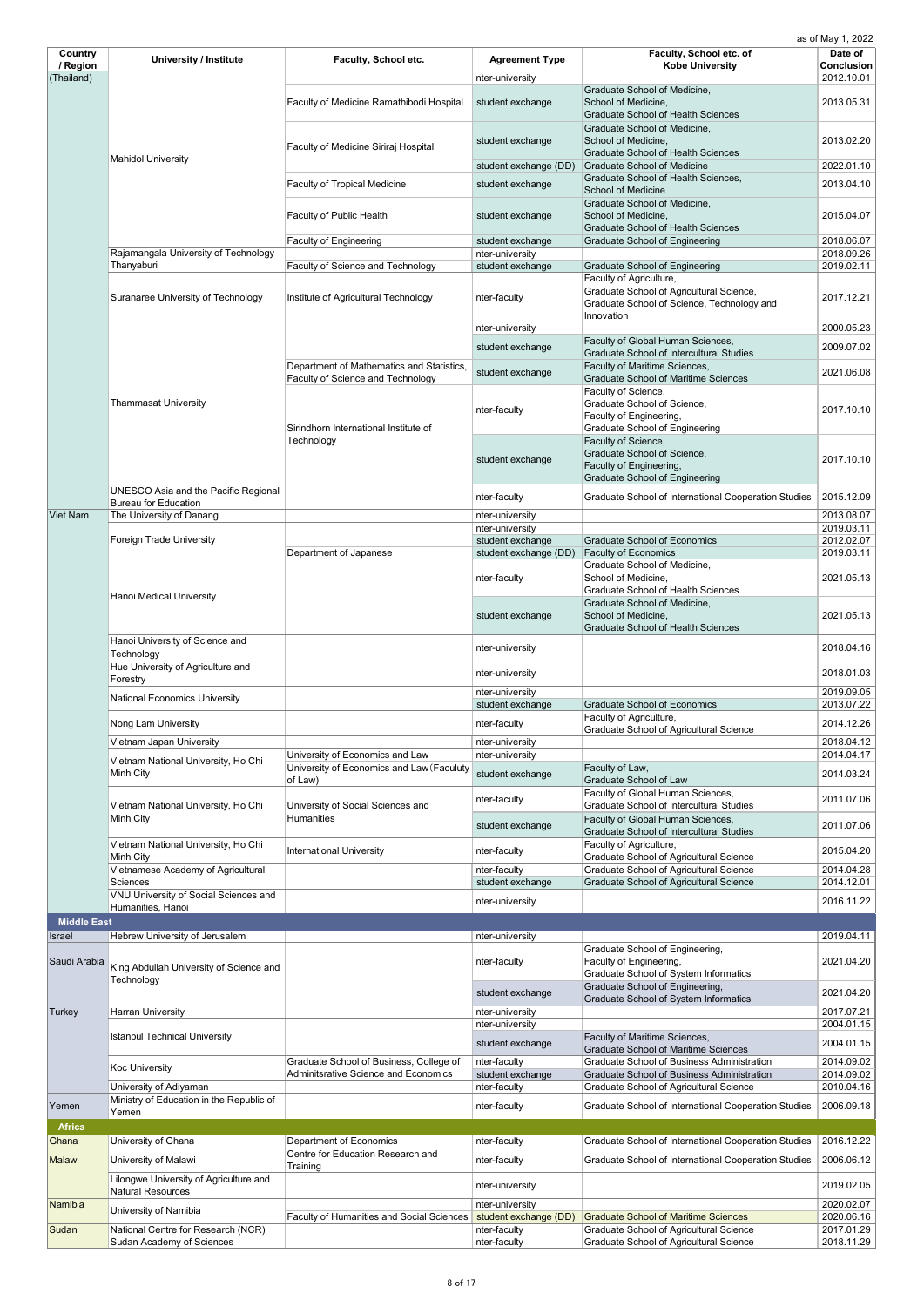as of May 1, 2022

| Country / Region | University / Institute | Faculty, School etc. | Agreement Type | Faculty, School etc. of Kobe University | Date of Conclusion |
|---|---|---|---|---|---|
| (Thailand) | Mahidol University | | inter-university | | 2012.10.01 |
| | | Faculty of Medicine Ramathibodi Hospital | student exchange | Graduate School of Medicine, School of Medicine, Graduate School of Health Sciences | 2013.05.31 |
| | | Faculty of Medicine Siriraj Hospital | student exchange | Graduate School of Medicine, School of Medicine, Graduate School of Health Sciences | 2013.02.20 |
| | | | student exchange (DD) | Graduate School of Medicine | 2022.01.10 |
| | | Faculty of Tropical Medicine | student exchange | Graduate School of Health Sciences, School of Medicine | 2013.04.10 |
| | | Faculty of Public Health | student exchange | Graduate School of Medicine, School of Medicine, Graduate School of Health Sciences | 2015.04.07 |
| | | Faculty of Engineering | student exchange | Graduate School of Engineering | 2018.06.07 |
| | Rajamangala University of Technology Thanyaburi | | inter-university | | 2018.09.26 |
| | | Faculty of Science and Technology | student exchange | Graduate School of Engineering | 2019.02.11 |
| | Suranaree University of Technology | Institute of Agricultural Technology | inter-faculty | Faculty of Agriculture, Graduate School of Agricultural Science, Graduate School of Science, Technology and Innovation | 2017.12.21 |
| | Thammasat University | | inter-university | | 2000.05.23 |
| | | | student exchange | Faculty of Global Human Sciences, Graduate School of Intercultural Studies | 2009.07.02 |
| | | Department of Mathematics and Statistics, Faculty of Science and Technology | student exchange | Faculty of Maritime Sciences, Graduate School of Maritime Sciences | 2021.06.08 |
| | | Sirindhorn International Institute of Technology | inter-faculty | Faculty of Science, Graduate School of Science, Faculty of Engineering, Graduate School of Engineering | 2017.10.10 |
| | | | student exchange | Faculty of Science, Graduate School of Science, Faculty of Engineering, Graduate School of Engineering | 2017.10.10 |
| | UNESCO Asia and the Pacific Regional Bureau for Education | | inter-faculty | Graduate School of International Cooperation Studies | 2015.12.09 |
| Viet Nam | The University of Danang | | inter-university | | 2013.08.07 |
| | Foreign Trade University | | inter-university | | 2019.03.11 |
| | | | student exchange | Graduate School of Economics | 2012.02.07 |
| | | Department of Japanese | student exchange (DD) | Faculty of Economics | 2019.03.11 |
| | Hanoi Medical University | | inter-faculty | Graduate School of Medicine, School of Medicine, Graduate School of Health Sciences | 2021.05.13 |
| | | | student exchange | Graduate School of Medicine, School of Medicine, Graduate School of Health Sciences | 2021.05.13 |
| | Hanoi University of Science and Technology | | inter-university | | 2018.04.16 |
| | Hue University of Agriculture and Forestry | | inter-university | | 2018.01.03 |
| | National Economics University | | inter-university | | 2019.09.05 |
| | | | student exchange | Graduate School of Economics | 2013.07.22 |
| | Nong Lam University | | inter-faculty | Faculty of Agriculture, Graduate School of Agricultural Science | 2014.12.26 |
| | Vietnam Japan University | | inter-university | | 2018.04.12 |
| | Vietnam National University, Ho Chi Minh City | University of Economics and Law | inter-university | | 2014.04.17 |
| | | University of Economics and Law(Faculuty of Law) | student exchange | Faculty of Law, Graduate School of Law | 2014.03.24 |
| | Vietnam National University, Ho Chi Minh City | University of Social Sciences and Humanities | inter-faculty | Faculty of Global Human Sciences, Graduate School of Intercultural Studies | 2011.07.06 |
| | | | student exchange | Faculty of Global Human Sciences, Graduate School of Intercultural Studies | 2011.07.06 |
| | Vietnam National University, Ho Chi Minh City | International University | inter-faculty | Faculty of Agriculture, Graduate School of Agricultural Science | 2015.04.20 |
| | Vietnamese Academy of Agricultural Sciences | | inter-faculty | Graduate School of Agricultural Science | 2014.04.28 |
| | | | student exchange | Graduate School of Agricultural Science | 2014.12.01 |
| | VNU University of Social Sciences and Humanities, Hanoi | | inter-university | | 2016.11.22 |
| **Middle East** | | | | | |
| Israel | Hebrew University of Jerusalem | | inter-university | | 2019.04.11 |
| Saudi Arabia | King Abdullah University of Science and Technology | | inter-faculty | Graduate School of Engineering, Faculty of Engineering, Graduate School of System Informatics | 2021.04.20 |
| | | | student exchange | Graduate School of Engineering, Graduate School of System Informatics | 2021.04.20 |
| Turkey | Harran University | | inter-university | | 2017.07.21 |
| | Istanbul Technical University | | inter-university | | 2004.01.15 |
| | | | student exchange | Faculty of Maritime Sciences, Graduate School of Maritime Sciences | 2004.01.15 |
| | Koc University | Graduate School of Business, College of Adminitsrative Science and Economics | inter-faculty | Graduate School of Business Administration | 2014.09.02 |
| | | | student exchange | Graduate School of Business Administration | 2014.09.02 |
| | University of Adiyaman | | inter-faculty | Graduate School of Agricultural Science | 2010.04.16 |
| Yemen | Ministry of Education in the Republic of Yemen | | inter-faculty | Graduate School of International Cooperation Studies | 2006.09.18 |
| **Africa** | | | | | |
| Ghana | University of Ghana | Department of Economics | inter-faculty | Graduate School of International Cooperation Studies | 2016.12.22 |
| Malawi | University of Malawi | Centre for Education Research and Training | inter-faculty | Graduate School of International Cooperation Studies | 2006.06.12 |
| | Lilongwe University of Agriculture and Natural Resources | | inter-university | | 2019.02.05 |
| Namibia | University of Namibia | | inter-university | | 2020.02.07 |
| | | Faculty of Humanities and Social Sciences | student exchange (DD) | Graduate School of Maritime Sciences | 2020.06.16 |
| Sudan | National Centre for Research (NCR) | | inter-faculty | Graduate School of Agricultural Science | 2017.01.29 |
| | Sudan Academy of Sciences | | inter-faculty | Graduate School of Agricultural Science | 2018.11.29 |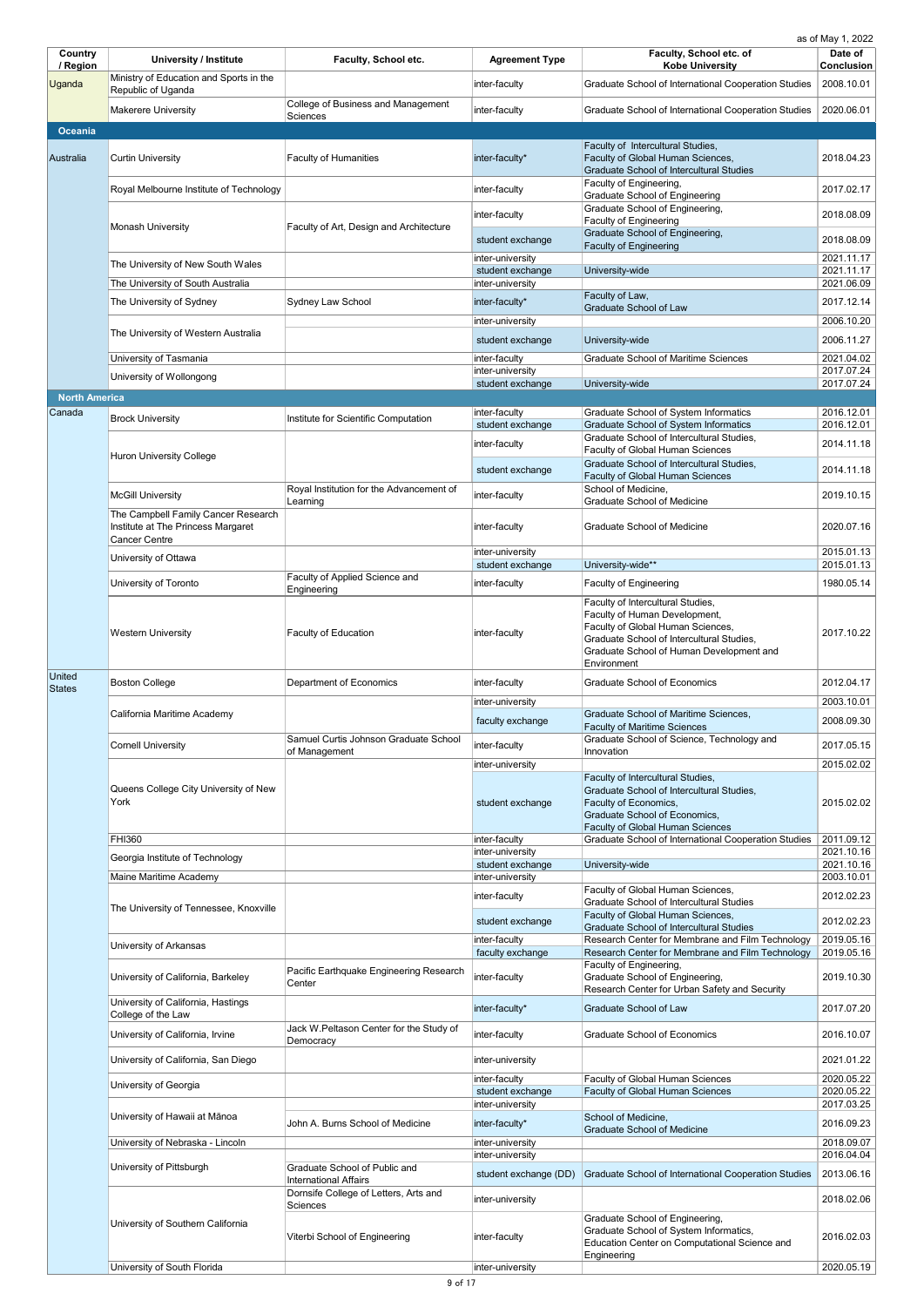as of May 1, 2022

| Country / Region | University / Institute | Faculty, School etc. | Agreement Type | Faculty, School etc. of Kobe University | Date of Conclusion |
|---|---|---|---|---|---|
| Uganda | Ministry of Education and Sports in the Republic of Uganda | | inter-faculty | Graduate School of International Cooperation Studies | 2008.10.01 |
| | Makerere University | College of Business and Management Sciences | inter-faculty | Graduate School of International Cooperation Studies | 2020.06.01 |
| **Oceania** | | | | | |
| Australia | Curtin University | Faculty of Humanities | inter-faculty* | Faculty of Intercultural Studies, Faculty of Global Human Sciences, Graduate School of Intercultural Studies | 2018.04.23 |
| | Royal Melbourne Institute of Technology | | inter-faculty | Faculty of Engineering, Graduate School of Engineering | 2017.02.17 |
| | Monash University | Faculty of Art, Design and Architecture | inter-faculty | Graduate School of Engineering, Faculty of Engineering | 2018.08.09 |
| | | | student exchange | Graduate School of Engineering, Faculty of Engineering | 2018.08.09 |
| | The University of New South Wales | | inter-university | | 2021.11.17 |
| | | | student exchange | University-wide | 2021.11.17 |
| | The University of South Australia | | inter-university | | 2021.06.09 |
| | The University of Sydney | Sydney Law School | inter-faculty* | Faculty of Law, Graduate School of Law | 2017.12.14 |
| | The University of Western Australia | | inter-university | | 2006.10.20 |
| | | | student exchange | University-wide | 2006.11.27 |
| | University of Tasmania | | inter-faculty | Graduate School of Maritime Sciences | 2021.04.02 |
| | University of Wollongong | | inter-university | | 2017.07.24 |
| | | | student exchange | University-wide | 2017.07.24 |
| **North America** | | | | | |
| Canada | Brock University | Institute for Scientific Computation | inter-faculty | Graduate School of System Informatics | 2016.12.01 |
| | | | student exchange | Graduate School of System Informatics | 2016.12.01 |
| | Huron University College | | inter-faculty | Graduate School of Intercultural Studies, Faculty of Global Human Sciences | 2014.11.18 |
| | | | student exchange | Graduate School of Intercultural Studies, Faculty of Global Human Sciences | 2014.11.18 |
| | McGill University | Royal Institution for the Advancement of Learning | inter-faculty | School of Medicine, Graduate School of Medicine | 2019.10.15 |
| | The Campbell Family Cancer Research Institute at The Princess Margaret Cancer Centre | | inter-faculty | Graduate School of Medicine | 2020.07.16 |
| | University of Ottawa | | inter-university | | 2015.01.13 |
| | | | student exchange | University-wide** | 2015.01.13 |
| | University of Toronto | Faculty of Applied Science and Engineering | inter-faculty | Faculty of Engineering | 1980.05.14 |
| | Western University | Faculty of Education | inter-faculty | Faculty of Intercultural Studies, Faculty of Human Development, Faculty of Global Human Sciences, Graduate School of Intercultural Studies, Graduate School of Human Development and Environment | 2017.10.22 |
| United States | Boston College | Department of Economics | inter-faculty | Graduate School of Economics | 2012.04.17 |
| | California Maritime Academy | | inter-university | | 2003.10.01 |
| | | | faculty exchange | Graduate School of Maritime Sciences, Faculty of Maritime Sciences | 2008.09.30 |
| | Cornell University | Samuel Curtis Johnson Graduate School of Management | inter-faculty | Graduate School of Science, Technology and Innovation | 2017.05.15 |
| | Queens College City University of New York | | inter-university | | 2015.02.02 |
| | | | student exchange | Faculty of Intercultural Studies, Graduate School of Intercultural Studies, Faculty of Economics, Graduate School of Economics, Faculty of Global Human Sciences | 2015.02.02 |
| | FHI360 | | inter-faculty | Graduate School of International Cooperation Studies | 2011.09.12 |
| | Georgia Institute of Technology | | inter-university | | 2021.10.16 |
| | | | student exchange | University-wide | 2021.10.16 |
| | Maine Maritime Academy | | inter-university | | 2003.10.01 |
| | The University of Tennessee, Knoxville | | inter-faculty | Faculty of Global Human Sciences, Graduate School of Intercultural Studies | 2012.02.23 |
| | | | student exchange | Faculty of Global Human Sciences, Graduate School of Intercultural Studies | 2012.02.23 |
| | University of Arkansas | | inter-faculty | Research Center for Membrane and Film Technology | 2019.05.16 |
| | | | faculty exchange | Research Center for Membrane and Film Technology | 2019.05.16 |
| | University of California, Barkeley | Pacific Earthquake Engineering Research Center | inter-faculty | Faculty of Engineering, Graduate School of Engineering, Research Center for Urban Safety and Security | 2019.10.30 |
| | University of California, Hastings College of the Law | | inter-faculty* | Graduate School of Law | 2017.07.20 |
| | University of California, Irvine | Jack W.Peltason Center for the Study of Democracy | inter-faculty | Graduate School of Economics | 2016.10.07 |
| | University of California, San Diego | | inter-university | | 2021.01.22 |
| | University of Georgia | | inter-faculty | Faculty of Global Human Sciences | 2020.05.22 |
| | | | student exchange | Faculty of Global Human Sciences | 2020.05.22 |
| | University of Hawaii at Mānoa | | inter-university | | 2017.03.25 |
| | | John A. Burns School of Medicine | inter-faculty* | School of Medicine, Graduate School of Medicine | 2016.09.23 |
| | University of Nebraska - Lincoln | | inter-university | | 2018.09.07 |
| | University of Pittsburgh | | inter-university | | 2016.04.04 |
| | | Graduate School of Public and International Affairs | student exchange (DD) | Graduate School of International Cooperation Studies | 2013.06.16 |
| | University of Southern California | Dornsife College of Letters, Arts and Sciences | inter-university | | 2018.02.06 |
| | | Viterbi School of Engineering | inter-faculty | Graduate School of Engineering, Graduate School of System Informatics, Education Center on Computational Science and Engineering | 2016.02.03 |
| | University of South Florida | | inter-university | | 2020.05.19 |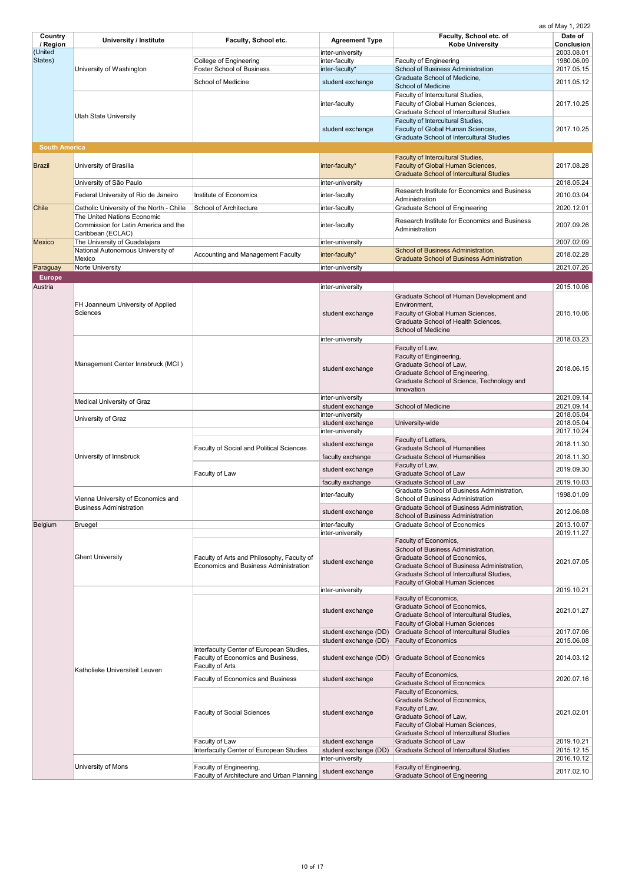as of May 1, 2022

| Country / Region | University / Institute | Faculty, School etc. | Agreement Type | Faculty, School etc. of Kobe University | Date of Conclusion |
|---|---|---|---|---|---|
| (United States) | University of Washington | | inter-university | | 2003.08.01 |
| | | College of Engineering | inter-faculty | Faculty of Engineering | 1980.06.09 |
| | | Foster School of Business | inter-faculty* | School of Business Administration | 2017.05.15 |
| | | School of Medicine | student exchange | Graduate School of Medicine, School of Medicine | 2011.05.12 |
| | Utah State University | | inter-faculty | Faculty of Intercultural Studies, Faculty of Global Human Sciences, Graduate School of Intercultural Studies | 2017.10.25 |
| | | | student exchange | Faculty of Intercultural Studies, Faculty of Global Human Sciences, Graduate School of Intercultural Studies | 2017.10.25 |
| **South America** | | | | | |
| Brazil | University of Brasília | | inter-faculty* | Faculty of Intercultural Studies, Faculty of Global Human Sciences, Graduate School of Intercultural Studies | 2017.08.28 |
| | University of São Paulo | | inter-university | | 2018.05.24 |
| | Federal University of Rio de Janeiro | Institute of Economics | inter-faculty | Research Institute for Economics and Business Administration | 2010.03.04 |
| Chile | Catholic University of the North - Chille | School of Architecture | inter-faculty | Graduate School of Engineering | 2020.12.01 |
| | The United Nations Economic Commission for Latin America and the Caribbean (ECLAC) | | inter-faculty | Research Institute for Economics and Business Administration | 2007.09.26 |
| Mexico | The University of Guadalajara | | inter-university | | 2007.02.09 |
| | National Autonomous University of Mexico | Accounting and Management Faculty | inter-faculty* | School of Business Administration, Graduate School of Business Administration | 2018.02.28 |
| Paraguay | Norte University | | inter-university | | 2021.07.26 |
| **Europe** | | | | | |
| Austria | FH Joanneum University of Applied Sciences | | inter-university | | 2015.10.06 |
| | | | student exchange | Graduate School of Human Development and Environment, Faculty of Global Human Sciences, Graduate School of Health Sciences, School of Medicine | 2015.10.06 |
| | Management Center Innsbruck (MCI ) | | inter-university | | 2018.03.23 |
| | | | student exchange | Faculty of Law, Faculty of Engineering, Graduate School of Law, Graduate School of Engineering, Graduate School of Science, Technology and Innovation | 2018.06.15 |
| | Medical University of Graz | | inter-university | | 2021.09.14 |
| | | | student exchange | School of Medicine | 2021.09.14 |
| | University of Graz | | inter-university | | 2018.05.04 |
| | | | student exchange | University-wide | 2018.05.04 |
| | University of Innsbruck | | inter-university | | 2017.10.24 |
| | | Faculty of Social and Political Sciences | student exchange | Faculty of Letters, Graduate School of Humanities | 2018.11.30 |
| | | | faculty exchange | Graduate School of Humanities | 2018.11.30 |
| | | Faculty of Law | student exchange | Faculty of Law, Graduate School of Law | 2019.09.30 |
| | | | faculty exchange | Graduate School of Law | 2019.10.03 |
| | Vienna University of Economics and Business Administration | | inter-faculty | Graduate School of Business Administration, School of Business Administration | 1998.01.09 |
| | | | student exchange | Graduate School of Business Administration, School of Business Administration | 2012.06.08 |
| Belgium | Bruegel | | inter-faculty | Graduate School of Economics | 2013.10.07 |
| | Ghent University | | inter-university | | 2019.11.27 |
| | | Faculty of Arts and Philosophy, Faculty of Economics and Business Administration | student exchange | Faculty of Economics, School of Business Administration, Graduate School of Economics, Graduate School of Business Administration, Graduate School of Intercultural Studies, Faculty of Global Human Sciences | 2021.07.05 |
| | Katholieke Universiteit Leuven | | inter-university | | 2019.10.21 |
| | | | student exchange | Faculty of Economics, Graduate School of Economics, Graduate School of Intercultural Studies, Faculty of Global Human Sciences | 2021.01.27 |
| | | | student exchange (DD) | Graduate School of Intercultural Studies | 2017.07.06 |
| | | | student exchange (DD) | Faculty of Economics | 2015.06.08 |
| | | Interfaculty Center of European Studies, Faculty of Economics and Business, Faculty of Arts | student exchange (DD) | Graduate School of Economics | 2014.03.12 |
| | | Faculty of Economics and Business | student exchange | Faculty of Economics, Graduate School of Economics | 2020.07.16 |
| | | Faculty of Social Sciences | student exchange | Faculty of Economics, Graduate School of Economics, Faculty of Law, Graduate School of Law, Faculty of Global Human Sciences, Graduate School of Intercultural Studies | 2021.02.01 |
| | | Faculty of Law | student exchange | Graduate School of Law | 2019.10.21 |
| | | Interfaculty Center of European Studies | student exchange (DD) | Graduate School of Intercultural Studies | 2015.12.15 |
| | University of Mons | | inter-university | | 2016.10.12 |
| | | Faculty of Engineering, Faculty of Architecture and Urban Planning | student exchange | Faculty of Engineering, Graduate School of Engineering | 2017.02.10 |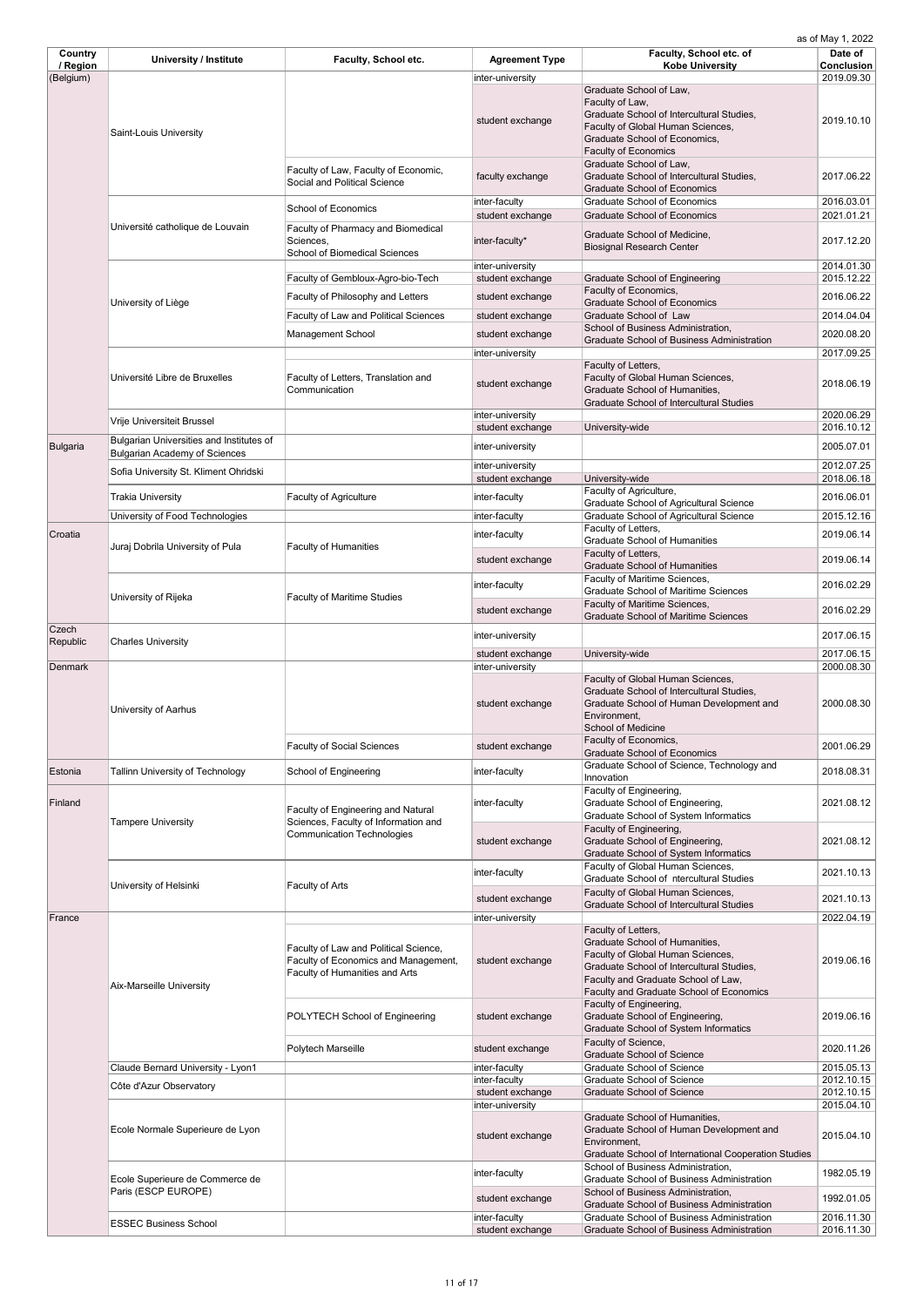as of May 1, 2022

| Country / Region | University / Institute | Faculty, School etc. | Agreement Type | Faculty, School etc. of Kobe University | Date of Conclusion |
|---|---|---|---|---|---|
| (Belgium) | Saint-Louis University | | inter-university | | 2019.09.30 |
| | | | student exchange | Graduate School of Law, Faculty of Law, Graduate School of Intercultural Studies, Faculty of Global Human Sciences, Graduate School of Economics, Faculty of Economics | 2019.10.10 |
| | | Faculty of Law, Faculty of Economic, Social and Political Science | faculty exchange | Graduate School of Law, Graduate School of Intercultural Studies, Graduate School of Economics | 2017.06.22 |
| | Université catholique de Louvain | School of Economics | inter-faculty | Graduate School of Economics | 2016.03.01 |
| | | | student exchange | Graduate School of Economics | 2021.01.21 |
| | | Faculty of Pharmacy and Biomedical Sciences, School of Biomedical Sciences | inter-faculty* | Graduate School of Medicine, Biosignal Research Center | 2017.12.20 |
| | University of Liège | | inter-university | | 2014.01.30 |
| | | Faculty of Gembloux-Agro-bio-Tech | student exchange | Graduate School of Engineering | 2015.12.22 |
| | | Faculty of Philosophy and Letters | student exchange | Faculty of Economics, Graduate School of Economics | 2016.06.22 |
| | | Faculty of Law and Political Sciences | student exchange | Graduate School of Law | 2014.04.04 |
| | | Management School | student exchange | School of Business Administration, Graduate School of Business Administration | 2020.08.20 |
| | Université Libre de Bruxelles | | inter-university | | 2017.09.25 |
| | | Faculty of Letters, Translation and Communication | student exchange | Faculty of Letters, Faculty of Global Human Sciences, Graduate School of Humanities, Graduate School of Intercultural Studies | 2018.06.19 |
| | Vrije Universiteit Brussel | | inter-university | | 2020.06.29 |
| | | | student exchange | University-wide | 2016.10.12 |
| Bulgaria | Bulgarian Universities and Institutes of Bulgarian Academy of Sciences | | inter-university | | 2005.07.01 |
| | Sofia University St. Kliment Ohridski | | inter-university | | 2012.07.25 |
| | | | student exchange | University-wide | 2018.06.18 |
| | Trakia University | Faculty of Agriculture | inter-faculty | Faculty of Agriculture, Graduate School of Agricultural Science | 2016.06.01 |
| | University of Food Technologies | | inter-faculty | Graduate School of Agricultural Science | 2015.12.16 |
| Croatia | Juraj Dobrila University of Pula | Faculty of Humanities | inter-faculty | Faculty of Letters, Graduate School of Humanities | 2019.06.14 |
| | | | student exchange | Faculty of Letters, Graduate School of Humanities | 2019.06.14 |
| | University of Rijeka | Faculty of Maritime Studies | inter-faculty | Faculty of Maritime Sciences, Graduate School of Maritime Sciences | 2016.02.29 |
| | | | student exchange | Faculty of Maritime Sciences, Graduate School of Maritime Sciences | 2016.02.29 |
| Czech Republic | Charles University | | inter-university | | 2017.06.15 |
| | | | student exchange | University-wide | 2017.06.15 |
| Denmark | University of Aarhus | | inter-university | | 2000.08.30 |
| | | | student exchange | Faculty of Global Human Sciences, Graduate School of Intercultural Studies, Graduate School of Human Development and Environment, School of Medicine | 2000.08.30 |
| | | Faculty of Social Sciences | student exchange | Faculty of Economics, Graduate School of Economics | 2001.06.29 |
| Estonia | Tallinn University of Technology | School of Engineering | inter-faculty | Graduate School of Science, Technology and Innovation | 2018.08.31 |
| Finland | Tampere University | Faculty of Engineering and Natural Sciences, Faculty of Information and Communication Technologies | inter-faculty | Faculty of Engineering, Graduate School of Engineering, Graduate School of System Informatics | 2021.08.12 |
| | | | student exchange | Faculty of Engineering, Graduate School of Engineering, Graduate School of System Informatics | 2021.08.12 |
| | University of Helsinki | Faculty of Arts | inter-faculty | Faculty of Global Human Sciences, Graduate School of ntercultural Studies | 2021.10.13 |
| | | | student exchange | Faculty of Global Human Sciences, Graduate School of Intercultural Studies | 2021.10.13 |
| France | Aix-Marseille University | | inter-university | | 2022.04.19 |
| | | Faculty of Law and Political Science, Faculty of Economics and Management, Faculty of Humanities and Arts | student exchange | Faculty of Letters, Graduate School of Humanities, Faculty of Global Human Sciences, Graduate School of Intercultural Studies, Faculty and Graduate School of Law, Faculty and Graduate School of Economics | 2019.06.16 |
| | | POLYTECH School of Engineering | student exchange | Faculty of Engineering, Graduate School of Engineering, Graduate School of System Informatics | 2019.06.16 |
| | | Polytech Marseille | student exchange | Faculty of Science, Graduate School of Science | 2020.11.26 |
| | Claude Bernard University - Lyon1 | | inter-faculty | Graduate School of Science | 2015.05.13 |
| | Côte d'Azur Observatory | | inter-faculty | Graduate School of Science | 2012.10.15 |
| | | | student exchange | Graduate School of Science | 2012.10.15 |
| | Ecole Normale Superieure de Lyon | | inter-university | | 2015.04.10 |
| | | | student exchange | Graduate School of Humanities, Graduate School of Human Development and Environment, Graduate School of International Cooperation Studies | 2015.04.10 |
| | Ecole Superieure de Commerce de Paris (ESCP EUROPE) | | inter-faculty | School of Business Administration, Graduate School of Business Administration | 1982.05.19 |
| | | | student exchange | School of Business Administration, Graduate School of Business Administration | 1992.01.05 |
| | ESSEC Business School | | inter-faculty | Graduate School of Business Administration | 2016.11.30 |
| | | | student exchange | Graduate School of Business Administration | 2016.11.30 |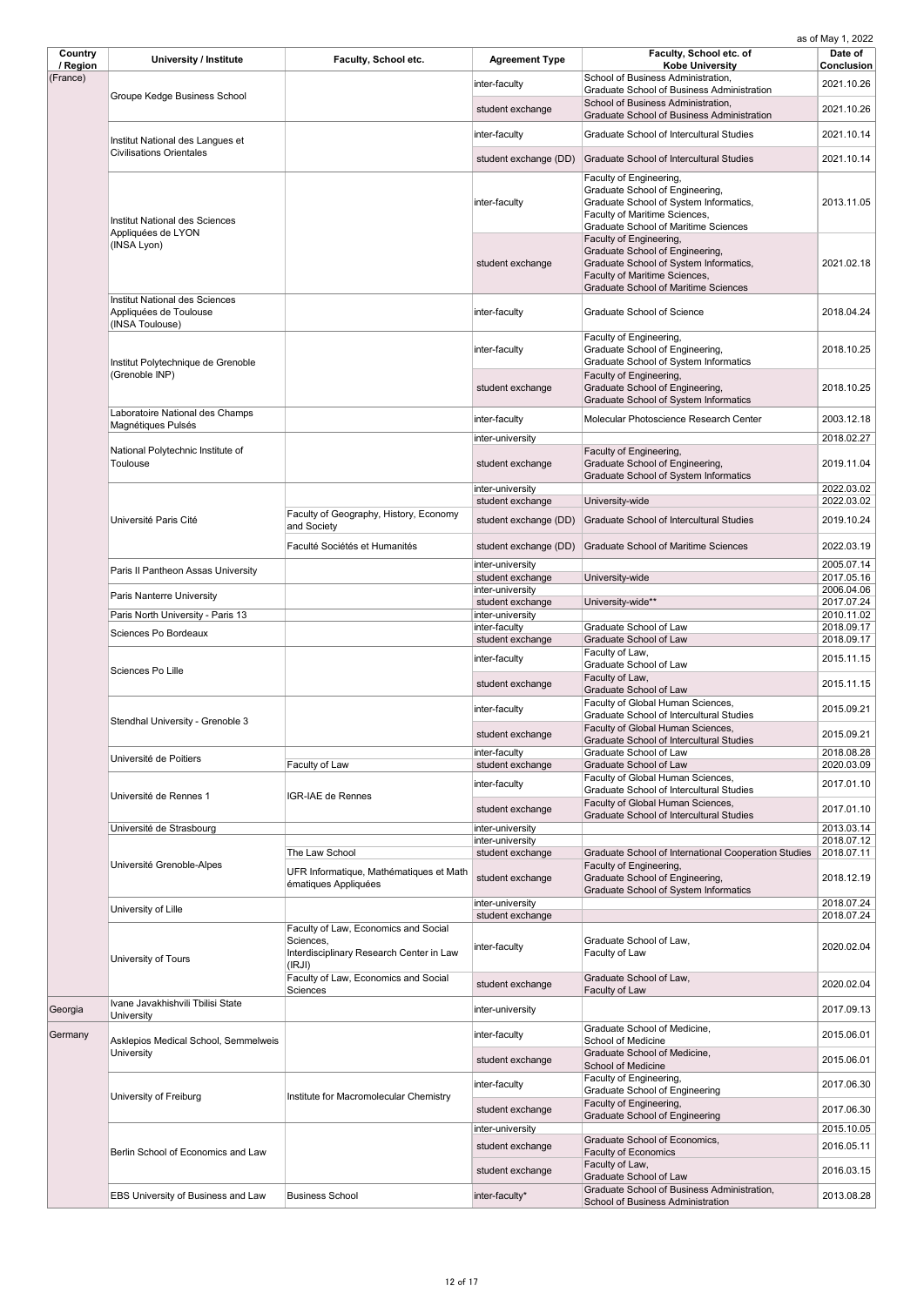as of May 1, 2022

| Country / Region | University / Institute | Faculty, School etc. | Agreement Type | Faculty, School etc. of Kobe University | Date of Conclusion |
|---|---|---|---|---|---|
| (France) | Groupe Kedge Business School | | inter-faculty | School of Business Administration, Graduate School of Business Administration | 2021.10.26 |
| | | | student exchange | School of Business Administration, Graduate School of Business Administration | 2021.10.26 |
| | Institut National des Langues et Civilisations Orientales | | inter-faculty | Graduate School of Intercultural Studies | 2021.10.14 |
| | | | student exchange (DD) | Graduate School of Intercultural Studies | 2021.10.14 |
| | Institut National des Sciences Appliquées de LYON (INSA Lyon) | | inter-faculty | Faculty of Engineering, Graduate School of Engineering, Graduate School of System Informatics, Faculty of Maritime Sciences, Graduate School of Maritime Sciences | 2013.11.05 |
| | | | student exchange | Faculty of Engineering, Graduate School of Engineering, Graduate School of System Informatics, Faculty of Maritime Sciences, Graduate School of Maritime Sciences | 2021.02.18 |
| | Institut National des Sciences Appliquées de Toulouse (INSA Toulouse) | | inter-faculty | Graduate School of Science | 2018.04.24 |
| | Institut Polytechnique de Grenoble (Grenoble INP) | | inter-faculty | Faculty of Engineering, Graduate School of Engineering, Graduate School of System Informatics | 2018.10.25 |
| | | | student exchange | Faculty of Engineering, Graduate School of Engineering, Graduate School of System Informatics | 2018.10.25 |
| | Laboratoire National des Champs Magnétiques Pulsés | | inter-faculty | Molecular Photoscience Research Center | 2003.12.18 |
| | National Polytechnic Institute of Toulouse | | inter-university | | 2018.02.27 |
| | | | student exchange | Faculty of Engineering, Graduate School of Engineering, Graduate School of System Informatics | 2019.11.04 |
| | Université Paris Cité | | inter-university | | 2022.03.02 |
| | | | student exchange | University-wide | 2022.03.02 |
| | | Faculty of Geography, History, Economy and Society | student exchange (DD) | Graduate School of Intercultural Studies | 2019.10.24 |
| | | Faculté Sociétés et Humanités | student exchange (DD) | Graduate School of Maritime Sciences | 2022.03.19 |
| | Paris II Pantheon Assas University | | inter-university | | 2005.07.14 |
| | | | student exchange | University-wide | 2017.05.16 |
| | Paris Nanterre University | | inter-university | | 2006.04.06 |
| | | | student exchange | University-wide** | 2017.07.24 |
| | Paris North University - Paris 13 | | inter-university | | 2010.11.02 |
| | Sciences Po Bordeaux | | inter-faculty | Graduate School of Law | 2018.09.17 |
| | | | student exchange | Graduate School of Law | 2018.09.17 |
| | Sciences Po Lille | | inter-faculty | Faculty of Law, Graduate School of Law | 2015.11.15 |
| | | | student exchange | Faculty of Law, Graduate School of Law | 2015.11.15 |
| | Stendhal University - Grenoble 3 | | inter-faculty | Faculty of Global Human Sciences, Graduate School of Intercultural Studies | 2015.09.21 |
| | | | student exchange | Faculty of Global Human Sciences, Graduate School of Intercultural Studies | 2015.09.21 |
| | Université de Poitiers | | inter-faculty | Graduate School of Law | 2018.08.28 |
| | | Faculty of Law | student exchange | Graduate School of Law | 2020.03.09 |
| | Université de Rennes 1 | IGR-IAE de Rennes | inter-faculty | Faculty of Global Human Sciences, Graduate School of Intercultural Studies | 2017.01.10 |
| | | | student exchange | Faculty of Global Human Sciences, Graduate School of Intercultural Studies | 2017.01.10 |
| | Université de Strasbourg | | inter-university | | 2013.03.14 |
| | Université Grenoble-Alpes | | inter-university | | 2018.07.12 |
| | | The Law School | student exchange | Graduate School of International Cooperation Studies | 2018.07.11 |
| | | UFR Informatique, Mathématiques et Mathématiques Appliquées | student exchange | Faculty of Engineering, Graduate School of Engineering, Graduate School of System Informatics | 2018.12.19 |
| | University of Lille | | inter-university | | 2018.07.24 |
| | | | student exchange | | 2018.07.24 |
| | University of Tours | Faculty of Law, Economics and Social Sciences, Interdisciplinary Research Center in Law (IRJI) | inter-faculty | Graduate School of Law, Faculty of Law | 2020.02.04 |
| | | Faculty of Law, Economics and Social Sciences | student exchange | Graduate School of Law, Faculty of Law | 2020.02.04 |
| Georgia | Ivane Javakhishvili Tbilisi State University | | inter-university | | 2017.09.13 |
| Germany | Asklepios Medical School, Semmelweis University | | inter-faculty | Graduate School of Medicine, School of Medicine | 2015.06.01 |
| | | | student exchange | Graduate School of Medicine, School of Medicine | 2015.06.01 |
| | University of Freiburg | Institute for Macromolecular Chemistry | inter-faculty | Faculty of Engineering, Graduate School of Engineering | 2017.06.30 |
| | | | student exchange | Faculty of Engineering, Graduate School of Engineering | 2017.06.30 |
| | Berlin School of Economics and Law | | inter-university | | 2015.10.05 |
| | | | student exchange | Graduate School of Economics, Faculty of Economics | 2016.05.11 |
| | | | student exchange | Faculty of Law, Graduate School of Law | 2016.03.15 |
| | EBS University of Business and Law | Business School | inter-faculty* | Graduate School of Business Administration, School of Business Administration | 2013.08.28 |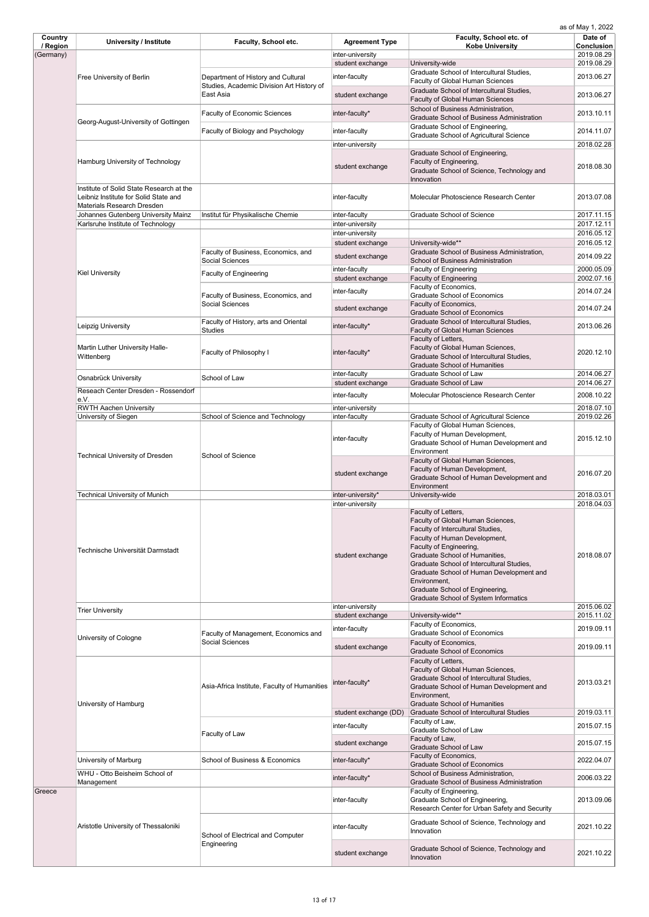as of May 1, 2022

| Country / Region | University / Institute | Faculty, School etc. | Agreement Type | Faculty, School etc. of Kobe University | Date of Conclusion |
|---|---|---|---|---|---|
| (Germany) | Free University of Berlin | | inter-university | | 2019.08.29 |
| | | | student exchange | University-wide | 2019.08.29 |
| | | Department of History and Cultural Studies, Academic Division Art History of East Asia | inter-faculty | Graduate School of Intercultural Studies, Faculty of Global Human Sciences | 2013.06.27 |
| | | | student exchange | Graduate School of Intercultural Studies, Faculty of Global Human Sciences | 2013.06.27 |
| | Georg-August-University of Gottingen | Faculty of Economic Sciences | inter-faculty* | School of Business Administration, Graduate School of Business Administration | 2013.10.11 |
| | | Faculty of Biology and Psychology | inter-faculty | Graduate School of Engineering, Graduate School of Agricultural Science | 2014.11.07 |
| | Hamburg University of Technology | | inter-university | | 2018.02.28 |
| | | | student exchange | Graduate School of Engineering, Faculty of Engineering, Graduate School of Science, Technology and Innovation | 2018.08.30 |
| | Institute of Solid State Research at the Leibniz Institute for Solid State and Materials Research Dresden | | inter-faculty | Molecular Photoscience Research Center | 2013.07.08 |
| | Johannes Gutenberg University Mainz | Institut für Physikalische Chemie | inter-faculty | Graduate School of Science | 2017.11.15 |
| | Karlsruhe Institute of Technology | | inter-university | | 2017.12.11 |
| | Kiel University | | inter-university | | 2016.05.12 |
| | | | student exchange | University-wide** | 2016.05.12 |
| | | Faculty of Business, Economics, and Social Sciences | student exchange | Graduate School of Business Administration, School of Business Administration | 2014.09.22 |
| | | Faculty of Engineering | inter-faculty | Faculty of Engineering | 2000.05.09 |
| | | | student exchange | Faculty of Engineering | 2002.07.16 |
| | | Faculty of Business, Economics, and Social Sciences | inter-faculty | Faculty of Economics, Graduate School of Economics | 2014.07.24 |
| | | | student exchange | Faculty of Economics, Graduate School of Economics | 2014.07.24 |
| | Leipzig University | Faculty of History, arts and Oriental Studies | inter-faculty* | Graduate School of Intercultural Studies, Faculty of Global Human Sciences | 2013.06.26 |
| | Martin Luther University Halle-Wittenberg | Faculty of Philosophy I | inter-faculty* | Faculty of Letters, Faculty of Global Human Sciences, Graduate School of Intercultural Studies, Graduate School of Humanities | 2020.12.10 |
| | Osnabrück University | School of Law | inter-faculty | Graduate School of Law | 2014.06.27 |
| | | | student exchange | Graduate School of Law | 2014.06.27 |
| | Reseach Center Dresden - Rossendorf e.V. | | inter-faculty | Molecular Photoscience Research Center | 2008.10.22 |
| | RWTH Aachen University | | inter-university | | 2018.07.10 |
| | University of Siegen | School of Science and Technology | inter-faculty | Graduate School of Agricultural Science | 2019.02.26 |
| | Technical University of Dresden | School of Science | inter-faculty | Faculty of Global Human Sciences, Faculty of Human Development, Graduate School of Human Development and Environment | 2015.12.10 |
| | | | student exchange | Faculty of Global Human Sciences, Faculty of Human Development, Graduate School of Human Development and Environment | 2016.07.20 |
| | Technical University of Munich | | inter-university* | University-wide | 2018.03.01 |
| | Technische Universität Darmstadt | | inter-university | | 2018.04.03 |
| | | | student exchange | Faculty of Letters, Faculty of Global Human Sciences, Faculty of Intercultural Studies, Faculty of Human Development, Faculty of Engineering, Graduate School of Humanities, Graduate School of Intercultural Studies, Graduate School of Human Development and Environment, Graduate School of Engineering, Graduate School of System Informatics | 2018.08.07 |
| | Trier University | | inter-university | | 2015.06.02 |
| | | | student exchange | University-wide** | 2015.11.02 |
| | University of Cologne | Faculty of Management, Economics and Social Sciences | inter-faculty | Faculty of Economics, Graduate School of Economics | 2019.09.11 |
| | | | student exchange | Faculty of Economics, Graduate School of Economics | 2019.09.11 |
| | University of Hamburg | Asia-Africa Institute, Faculty of Humanities | inter-faculty* | Faculty of Letters, Faculty of Global Human Sciences, Graduate School of Intercultural Studies, Graduate School of Human Development and Environment, Graduate School of Humanities | 2013.03.21 |
| | | | student exchange (DD) | Graduate School of Intercultural Studies | 2019.03.11 |
| | | Faculty of Law | inter-faculty | Faculty of Law, Graduate School of Law | 2015.07.15 |
| | | | student exchange | Faculty of Law, Graduate School of Law | 2015.07.15 |
| | University of Marburg | School of Business & Economics | inter-faculty* | Faculty of Economics, Graduate School of Economics | 2022.04.07 |
| | WHU - Otto Beisheim School of Management | | inter-faculty* | School of Business Administration, Graduate School of Business Administration | 2006.03.22 |
| Greece | Aristotle University of Thessaloniki | | inter-faculty | Faculty of Engineering, Graduate School of Engineering, Research Center for Urban Safety and Security | 2013.09.06 |
| | | School of Electrical and Computer Engineering | inter-faculty | Graduate School of Science, Technology and Innovation | 2021.10.22 |
| | | | student exchange | Graduate School of Science, Technology and Innovation | 2021.10.22 |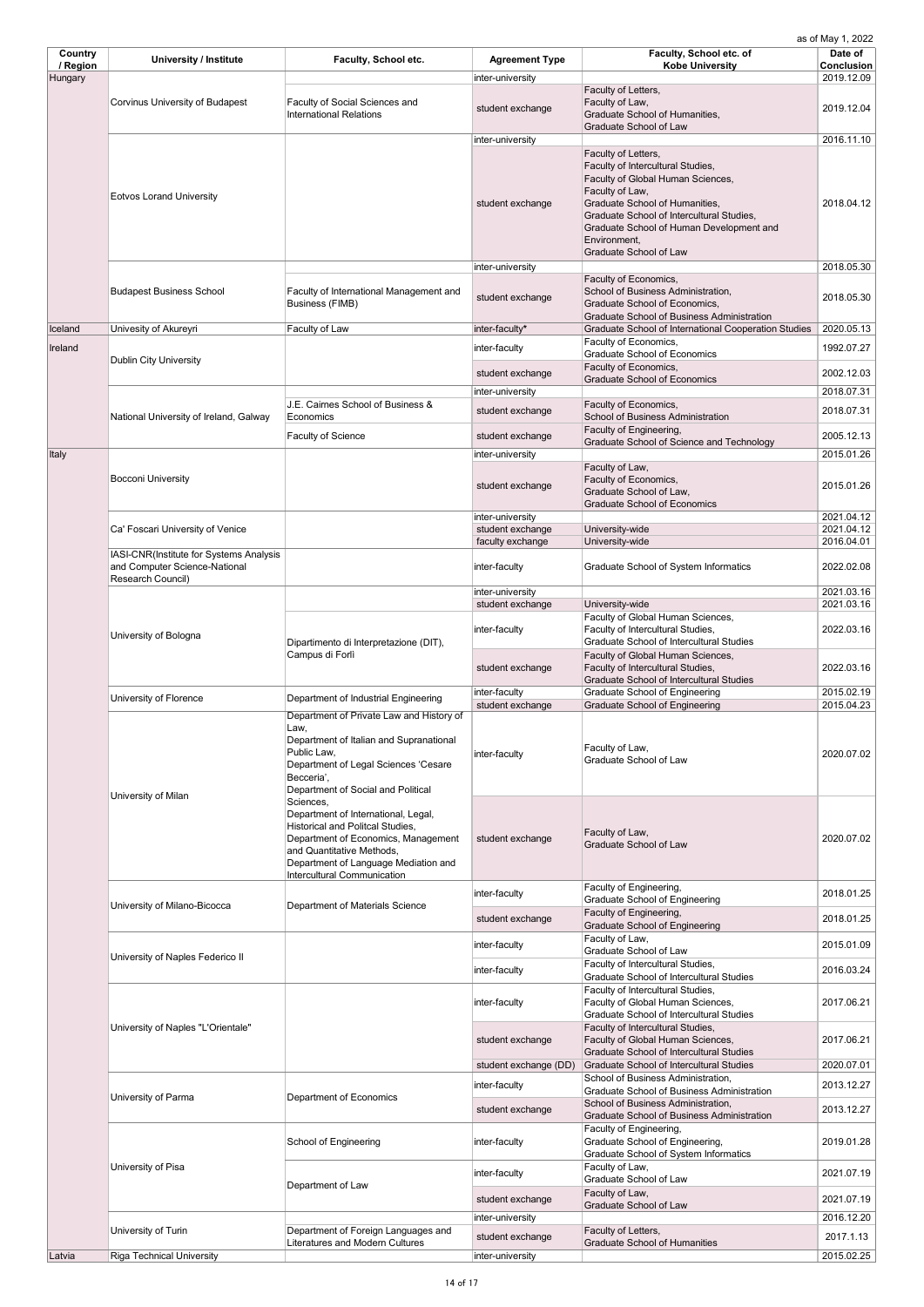as of May 1, 2022

| Country / Region | University / Institute | Faculty, School etc. | Agreement Type | Faculty, School etc. of Kobe University | Date of Conclusion |
|---|---|---|---|---|---|
| Hungary | Corvinus University of Budapest | | inter-university | | 2019.12.09 |
| | | Faculty of Social Sciences and International Relations | student exchange | Faculty of Letters, Faculty of Law, Graduate School of Humanities, Graduate School of Law | 2019.12.04 |
| | Eotvos Lorand University | | inter-university | | 2016.11.10 |
| | | | student exchange | Faculty of Letters, Faculty of Intercultural Studies, Faculty of Global Human Sciences, Faculty of Law, Graduate School of Humanities, Graduate School of Intercultural Studies, Graduate School of Human Development and Environment, Graduate School of Law | 2018.04.12 |
| | Budapest Business School | | inter-university | | 2018.05.30 |
| | | Faculty of International Management and Business (FIMB) | student exchange | Faculty of Economics, School of Business Administration, Graduate School of Economics, Graduate School of Business Administration | 2018.05.30 |
| Iceland | Univesity of Akureyri | Faculty of Law | inter-faculty* | Graduate School of International Cooperation Studies | 2020.05.13 |
| Ireland | Dublin City University | | inter-faculty | Faculty of Economics, Graduate School of Economics | 1992.07.27 |
| | | | student exchange | Faculty of Economics, Graduate School of Economics | 2002.12.03 |
| | National University of Ireland, Galway | | inter-university | | 2018.07.31 |
| | | J.E. Caimes School of Business & Economics | student exchange | Faculty of Economics, School of Business Administration | 2018.07.31 |
| | | Faculty of Science | student exchange | Faculty of Engineering, Graduate School of Science and Technology | 2005.12.13 |
| Italy | Bocconi University | | inter-university | | 2015.01.26 |
| | | | student exchange | Faculty of Law, Faculty of Economics, Graduate School of Law, Graduate School of Economics | 2015.01.26 |
| | Ca' Foscari University of Venice | | inter-university | | 2021.04.12 |
| | | | student exchange | University-wide | 2021.04.12 |
| | | | faculty exchange | University-wide | 2016.04.01 |
| | IASI-CNR(Institute for Systems Analysis and Computer Science-National Research Council) | | inter-faculty | Graduate School of System Informatics | 2022.02.08 |
| | University of Bologna | | inter-university | | 2021.03.16 |
| | | | student exchange | University-wide | 2021.03.16 |
| | | Dipartimento di Interpretazione (DIT), Campus di Forlì | inter-faculty | Faculty of Global Human Sciences, Faculty of Intercultural Studies, Graduate School of Intercultural Studies | 2022.03.16 |
| | | Dipartimento di Interpretazione (DIT), Campus di Forlì | student exchange | Faculty of Global Human Sciences, Faculty of Intercultural Studies, Graduate School of Intercultural Studies | 2022.03.16 |
| | University of Florence | Department of Industrial Engineering | inter-faculty | Graduate School of Engineering | 2015.02.19 |
| | | Department of Industrial Engineering | student exchange | Graduate School of Engineering | 2015.04.23 |
| | University of Milan | Department of Private Law and History of Law, Department of Italian and Supranational Public Law, Department of Legal Sciences 'Cesare Becceria', Department of Social and Political Sciences, Department of International, Legal, Historical and Politcal Studies, Department of Economics, Management and Quantitative Methods, Department of Language Mediation and Intercultural Communication | inter-faculty | Faculty of Law, Graduate School of Law | 2020.07.02 |
| | | | student exchange | Faculty of Law, Graduate School of Law | 2020.07.02 |
| | University of Milano-Bicocca | Department of Materials Science | inter-faculty | Faculty of Engineering, Graduate School of Engineering | 2018.01.25 |
| | | Department of Materials Science | student exchange | Faculty of Engineering, Graduate School of Engineering | 2018.01.25 |
| | University of Naples Federico II | | inter-faculty | Faculty of Law, Graduate School of Law | 2015.01.09 |
| | | | inter-faculty | Faculty of Intercultural Studies, Graduate School of Intercultural Studies | 2016.03.24 |
| | University of Naples "L'Orientale" | | inter-faculty | Faculty of Intercultural Studies, Faculty of Global Human Sciences, Graduate School of Intercultural Studies | 2017.06.21 |
| | | | student exchange | Faculty of Intercultural Studies, Faculty of Global Human Sciences, Graduate School of Intercultural Studies | 2017.06.21 |
| | | | student exchange (DD) | Graduate School of Intercultural Studies | 2020.07.01 |
| | University of Parma | Department of Economics | inter-faculty | School of Business Administration, Graduate School of Business Administration | 2013.12.27 |
| | | Department of Economics | student exchange | School of Business Administration, Graduate School of Business Administration | 2013.12.27 |
| | University of Pisa | School of Engineering | inter-faculty | Faculty of Engineering, Graduate School of Engineering, Graduate School of System Informatics | 2019.01.28 |
| | | Department of Law | inter-faculty | Faculty of Law, Graduate School of Law | 2021.07.19 |
| | | Department of Law | student exchange | Faculty of Law, Graduate School of Law | 2021.07.19 |
| | University of Turin | | inter-university | | 2016.12.20 |
| | | Department of Foreign Languages and Literatures and Modern Cultures | student exchange | Faculty of Letters, Graduate School of Humanities | 2017.1.13 |
| Latvia | Riga Technical University | | inter-university | | 2015.02.25 |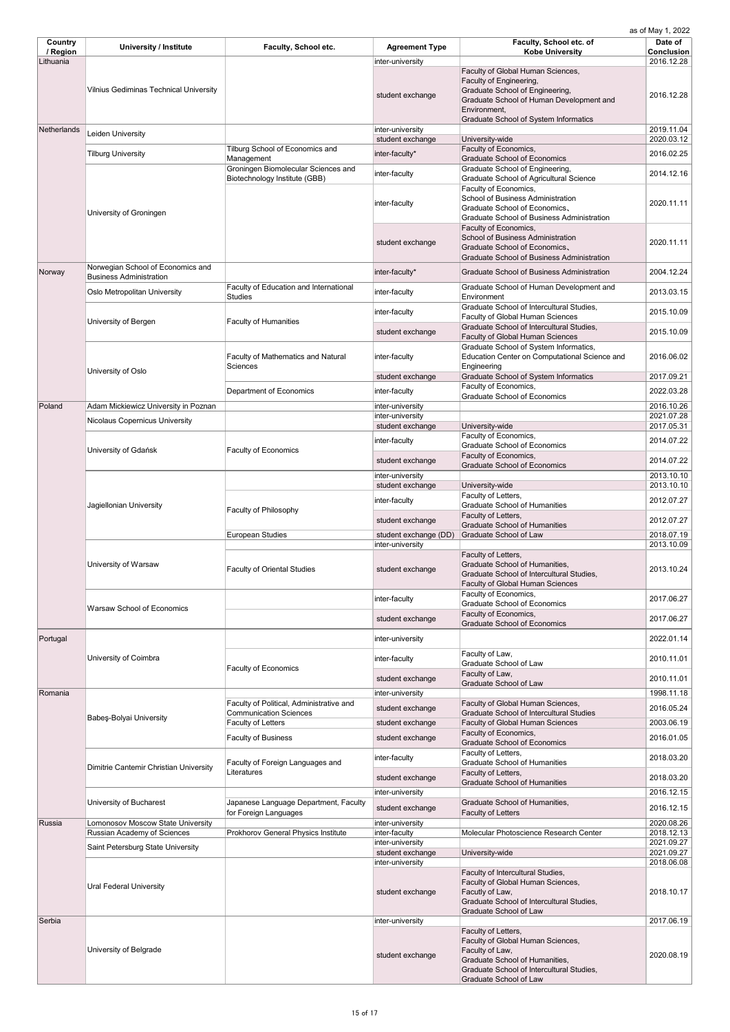as of May 1, 2022

| Country / Region | University / Institute | Faculty, School etc. | Agreement Type | Faculty, School etc. of Kobe University | Date of Conclusion |
|---|---|---|---|---|---|
| Lithuania | Vilnius Gediminas Technical University | | inter-university | | 2016.12.28 |
| | | | student exchange | Faculty of Global Human Sciences, Faculty of Engineering, Graduate School of Engineering, Graduate School of Human Development and Environment, Graduate School of System Informatics | 2016.12.28 |
| Netherlands | Leiden University | | inter-university | | 2019.11.04 |
| | | | student exchange | University-wide | 2020.03.12 |
| | Tilburg University | Tilburg School of Economics and Management | inter-faculty* | Faculty of Economics, Graduate School of Economics | 2016.02.25 |
| | University of Groningen | Groningen Biomolecular Sciences and Biotechnology Institute (GBB) | inter-faculty | Graduate School of Engineering, Graduate School of Agricultural Science | 2014.12.16 |
| | | | inter-faculty | Faculty of Economics, School of Business Administration Graduate School of Economics、Graduate School of Business Administration | 2020.11.11 |
| | | | student exchange | Faculty of Economics, School of Business Administration Graduate School of Economics、Graduate School of Business Administration | 2020.11.11 |
| Norway | Norwegian School of Economics and Business Administration | | inter-faculty* | Graduate School of Business Administration | 2004.12.24 |
| | Oslo Metropolitan University | Faculty of Education and International Studies | inter-faculty | Graduate School of Human Development and Environment | 2013.03.15 |
| | University of Bergen | Faculty of Humanities | inter-faculty | Graduate School of Intercultural Studies, Faculty of Global Human Sciences | 2015.10.09 |
| | | | student exchange | Graduate School of Intercultural Studies, Faculty of Global Human Sciences | 2015.10.09 |
| | University of Oslo | Faculty of Mathematics and Natural Sciences | inter-faculty | Graduate School of System Informatics, Education Center on Computational Science and Engineering | 2016.06.02 |
| | | | student exchange | Graduate School of System Informatics | 2017.09.21 |
| | | Department of Economics | inter-faculty | Faculty of Economics, Graduate School of Economics | 2022.03.28 |
| Poland | Adam Mickiewicz University in Poznan | | inter-university | | 2016.10.26 |
| | Nicolaus Copernicus University | | inter-university | | 2021.07.28 |
| | | | student exchange | University-wide | 2017.05.31 |
| | University of Gdańsk | Faculty of Economics | inter-faculty | Faculty of Economics, Graduate School of Economics | 2014.07.22 |
| | | | student exchange | Faculty of Economics, Graduate School of Economics | 2014.07.22 |
| | Jagiellonian University | | inter-university | | 2013.10.10 |
| | | | student exchange | University-wide | 2013.10.10 |
| | | Faculty of Philosophy | inter-faculty | Faculty of Letters, Graduate School of Humanities | 2012.07.27 |
| | | | student exchange | Faculty of Letters, Graduate School of Humanities | 2012.07.27 |
| | | European Studies | student exchange (DD) | Graduate School of Law | 2018.07.19 |
| | University of Warsaw | | inter-university | | 2013.10.09 |
| | | Faculty of Oriental Studies | student exchange | Faculty of Letters, Graduate School of Humanities, Graduate School of Intercultural Studies, Faculty of Global Human Sciences | 2013.10.24 |
| | Warsaw School of Economics | | inter-faculty | Faculty of Economics, Graduate School of Economics | 2017.06.27 |
| | | | student exchange | Faculty of Economics, Graduate School of Economics | 2017.06.27 |
| Portugal | University of Coimbra | | inter-university | | 2022.01.14 |
| | | Faculty of Economics | inter-faculty | Faculty of Law, Graduate School of Law | 2010.11.01 |
| | | | student exchange | Faculty of Law, Graduate School of Law | 2010.11.01 |
| Romania | Babeş-Bolyai University | | inter-university | | 1998.11.18 |
| | | Faculty of Political, Administrative and Communication Sciences | student exchange | Faculty of Global Human Sciences, Graduate School of Intercultural Studies | 2016.05.24 |
| | | Faculty of Letters | student exchange | Faculty of Global Human Sciences | 2003.06.19 |
| | | Faculty of Business | student exchange | Faculty of Economics, Graduate School of Economics | 2016.01.05 |
| | Dimitrie Cantemir Christian University | Faculty of Foreign Languages and Literatures | inter-faculty | Faculty of Letters, Graduate School of Humanities | 2018.03.20 |
| | | | student exchange | Faculty of Letters, Graduate School of Humanities | 2018.03.20 |
| | University of Bucharest | | inter-university | | 2016.12.15 |
| | | Japanese Language Department, Faculty for Foreign Languages | student exchange | Graduate School of Humanities, Faculty of Letters | 2016.12.15 |
| Russia | Lomonosov Moscow State University | | inter-university | | 2020.08.26 |
| | Russian Academy of Sciences | Prokhorov General Physics Institute | inter-faculty | Molecular Photoscience Research Center | 2018.12.13 |
| | Saint Petersburg State University | | inter-university | | 2021.09.27 |
| | | | student exchange | University-wide | 2021.09.27 |
| | Ural Federal University | | inter-university | | 2018.06.08 |
| | | | student exchange | Faculty of Intercultural Studies, Faculty of Global Human Sciences, Faculty of Law, Graduate School of Intercultural Studies, Graduate School of Law | 2018.10.17 |
| Serbia | University of Belgrade | | inter-university | | 2017.06.19 |
| | | | student exchange | Faculty of Letters, Faculty of Global Human Sciences, Faculty of Law, Graduate School of Humanities, Graduate School of Intercultural Studies, Graduate School of Law | 2020.08.19 |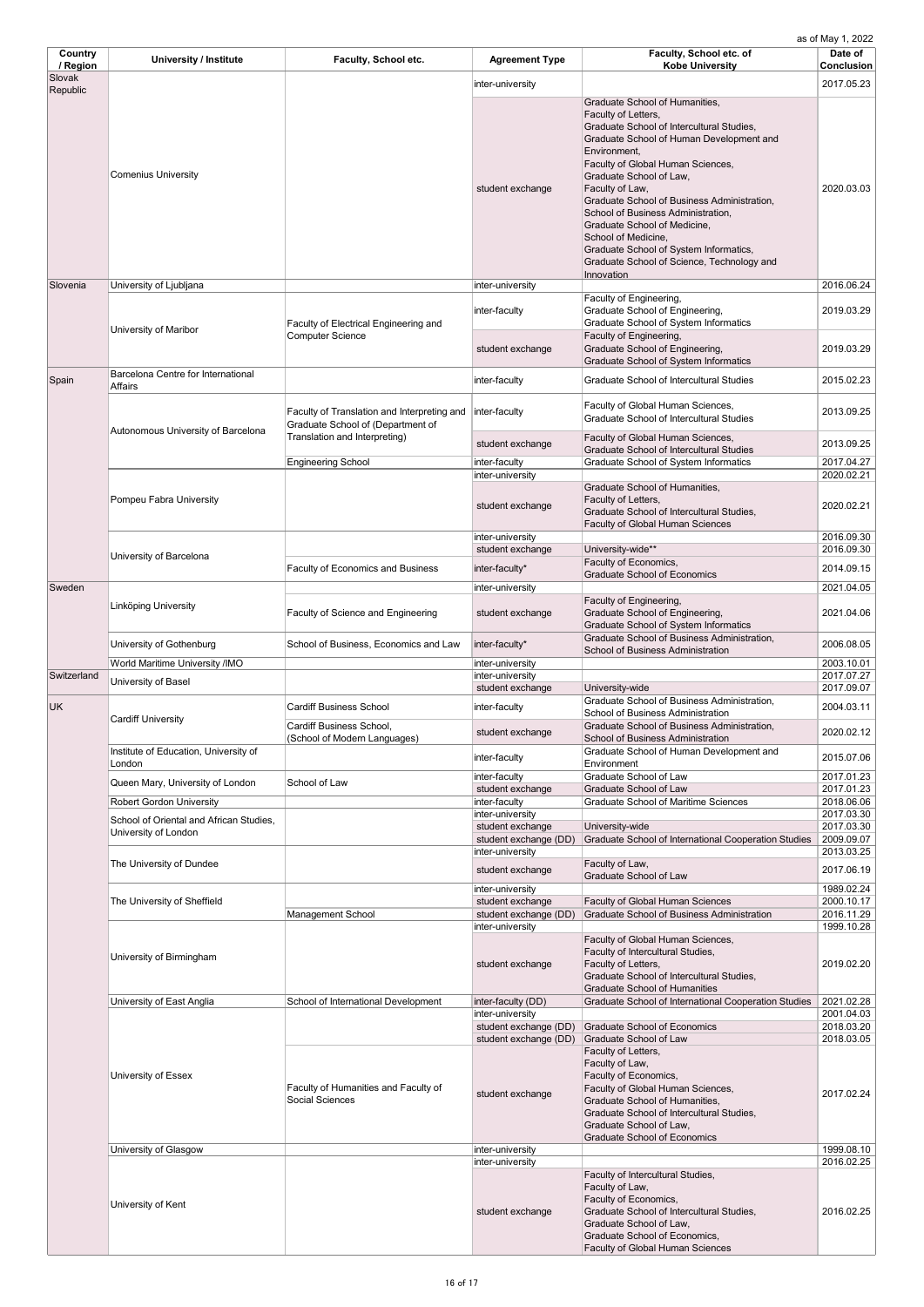as of May 1, 2022

| Country / Region | University / Institute | Faculty, School etc. | Agreement Type | Faculty, School etc. of Kobe University | Date of Conclusion |
|---|---|---|---|---|---|
| Slovak Republic | Comenius University | | inter-university | | 2017.05.23 |
| | | | student exchange | Graduate School of Humanities, Faculty of Letters, Graduate School of Intercultural Studies, Graduate School of Human Development and Environment, Faculty of Global Human Sciences, Graduate School of Law, Faculty of Law, Graduate School of Business Administration, School of Business Administration, Graduate School of Medicine, School of Medicine, Graduate School of System Informatics, Graduate School of Science, Technology and Innovation | 2020.03.03 |
| Slovenia | University of Ljubljana | | inter-university | | 2016.06.24 |
| | University of Maribor | Faculty of Electrical Engineering and Computer Science | inter-faculty | Faculty of Engineering, Graduate School of Engineering, Graduate School of System Informatics | 2019.03.29 |
| | | | student exchange | Faculty of Engineering, Graduate School of Engineering, Graduate School of System Informatics | 2019.03.29 |
| Spain | Barcelona Centre for International Affairs | | inter-faculty | Graduate School of Intercultural Studies | 2015.02.23 |
| | Autonomous University of Barcelona | Faculty of Translation and Interpreting and Graduate School of (Department of Translation and Interpreting) | inter-faculty | Faculty of Global Human Sciences, Graduate School of Intercultural Studies | 2013.09.25 |
| | | | student exchange | Faculty of Global Human Sciences, Graduate School of Intercultural Studies | 2013.09.25 |
| | | Engineering School | inter-faculty | Graduate School of System Informatics | 2017.04.27 |
| | Pompeu Fabra University | | inter-university | | 2020.02.21 |
| | | | student exchange | Graduate School of Humanities, Faculty of Letters, Graduate School of Intercultural Studies, Faculty of Global Human Sciences | 2020.02.21 |
| | University of Barcelona | | inter-university | | 2016.09.30 |
| | | | student exchange | University-wide** | 2016.09.30 |
| | | Faculty of Economics and Business | inter-faculty* | Faculty of Economics, Graduate School of Economics | 2014.09.15 |
| Sweden | Linköping University | | inter-university | | 2021.04.05 |
| | | Faculty of Science and Engineering | student exchange | Faculty of Engineering, Graduate School of Engineering, Graduate School of System Informatics | 2021.04.06 |
| | University of Gothenburg | School of Business, Economics and Law | inter-faculty* | Graduate School of Business Administration, School of Business Administration | 2006.08.05 |
| | World Maritime University /IMO | | inter-university | | 2003.10.01 |
| Switzerland | University of Basel | | inter-university | | 2017.07.27 |
| | | | student exchange | University-wide | 2017.09.07 |
| UK | Cardiff University | Cardiff Business School | inter-faculty | Graduate School of Business Administration, School of Business Administration | 2004.03.11 |
| | | Cardiff Business School, (School of Modern Languages) | student exchange | Graduate School of Business Administration, School of Business Administration | 2020.02.12 |
| | Institute of Education, University of London | | inter-faculty | Graduate School of Human Development and Environment | 2015.07.06 |
| | Queen Mary, University of London | School of Law | inter-faculty | Graduate School of Law | 2017.01.23 |
| | | | student exchange | Graduate School of Law | 2017.01.23 |
| | Robert Gordon University | | inter-faculty | Graduate School of Maritime Sciences | 2018.06.06 |
| | School of Oriental and African Studies, University of London | | inter-university | | 2017.03.30 |
| | | | student exchange | University-wide | 2017.03.30 |
| | | | student exchange (DD) | Graduate School of International Cooperation Studies | 2009.09.07 |
| | The University of Dundee | | inter-university | | 2013.03.25 |
| | | | student exchange | Faculty of Law, Graduate School of Law | 2017.06.19 |
| | The University of Sheffield | | inter-university | | 1989.02.24 |
| | | | student exchange | Faculty of Global Human Sciences | 2000.10.17 |
| | | Management School | student exchange (DD) | Graduate School of Business Administration | 2016.11.29 |
| | University of Birmingham | | inter-university | | 1999.10.28 |
| | | | student exchange | Faculty of Global Human Sciences, Faculty of Intercultural Studies, Faculty of Letters, Graduate School of Intercultural Studies, Graduate School of Humanities | 2019.02.20 |
| | University of East Anglia | School of International Development | inter-faculty (DD) | Graduate School of International Cooperation Studies | 2021.02.28 |
| | University of Essex | | inter-university | | 2001.04.03 |
| | | | student exchange (DD) | Graduate School of Economics | 2018.03.20 |
| | | | student exchange (DD) | Graduate School of Law | 2018.03.05 |
| | | Faculty of Humanities and Faculty of Social Sciences | student exchange | Faculty of Letters, Faculty of Law, Faculty of Economics, Faculty of Global Human Sciences, Graduate School of Humanities, Graduate School of Intercultural Studies, Graduate School of Law, Graduate School of Economics | 2017.02.24 |
| | University of Glasgow | | inter-university | | 1999.08.10 |
| | University of Kent | | inter-university | | 2016.02.25 |
| | | | student exchange | Faculty of Intercultural Studies, Faculty of Law, Faculty of Economics, Graduate School of Intercultural Studies, Graduate School of Law, Graduate School of Economics, Faculty of Global Human Sciences | 2016.02.25 |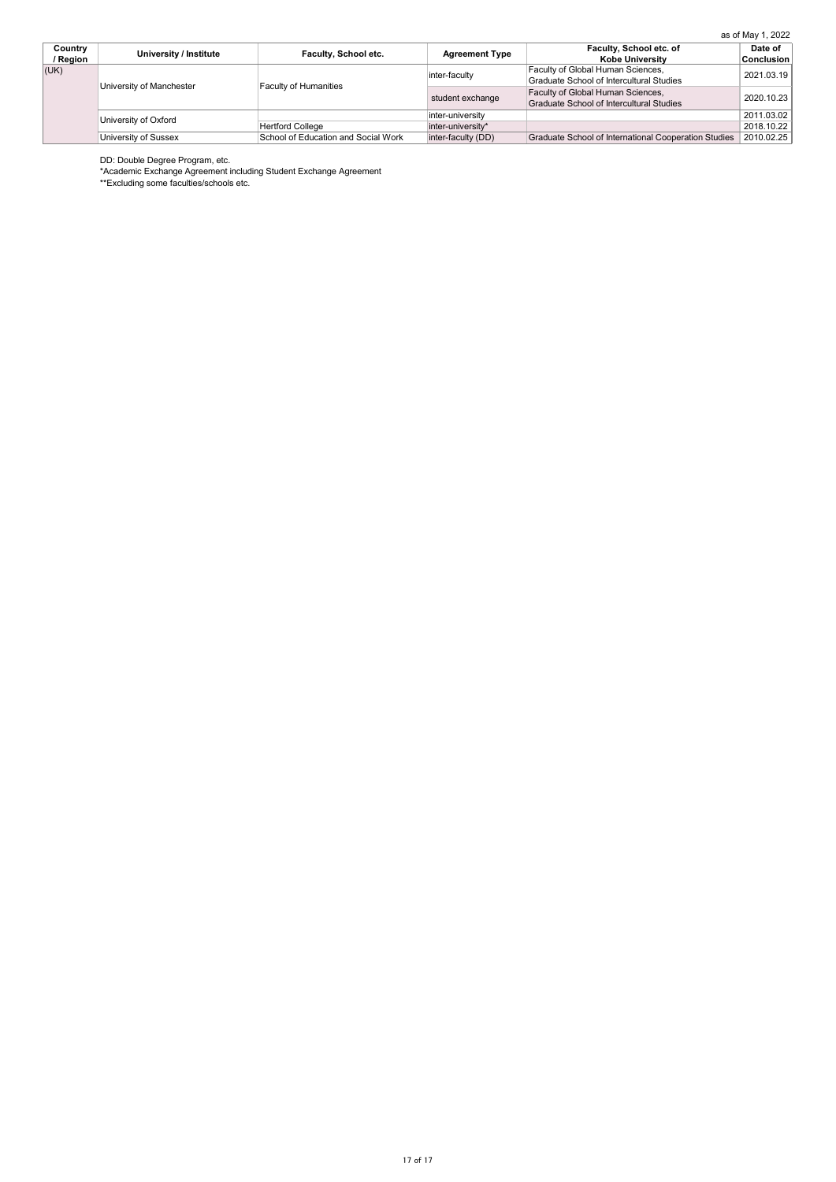as of May 1, 2022

| Country / Region | University / Institute | Faculty, School etc. | Agreement Type | Faculty, School etc. of Kobe University | Date of Conclusion |
|---|---|---|---|---|---|
| (UK) | University of Manchester | Faculty of Humanities | inter-faculty | Faculty of Global Human Sciences, Graduate School of Intercultural Studies | 2021.03.19 |
| | | | student exchange | Faculty of Global Human Sciences, Graduate School of Intercultural Studies | 2020.10.23 |
| | University of Oxford | | inter-university | | 2011.03.02 |
| | | Hertford College | inter-university* | | 2018.10.22 |
| | University of Sussex | School of Education and Social Work | inter-faculty (DD) | Graduate School of International Cooperation Studies | 2010.02.25 |

DD: Double Degree Program, etc.

*Academic Exchange Agreement including Student Exchange Agreement

**Excluding some faculties/schools etc.